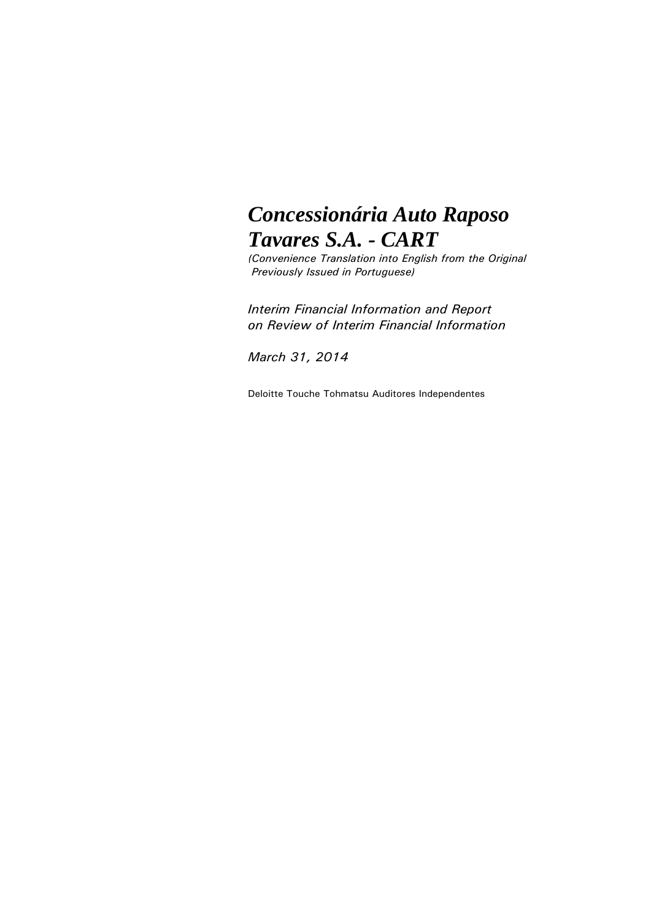# *Concessionária Auto Raposo Tavares S.A. - CART*

*(Convenience Translation into English from the Original Previously Issued in Portuguese)*

*Interim Financial Information and Report on Review of Interim Financial Information*

*March 31, 2014*

Deloitte Touche Tohmatsu Auditores Independentes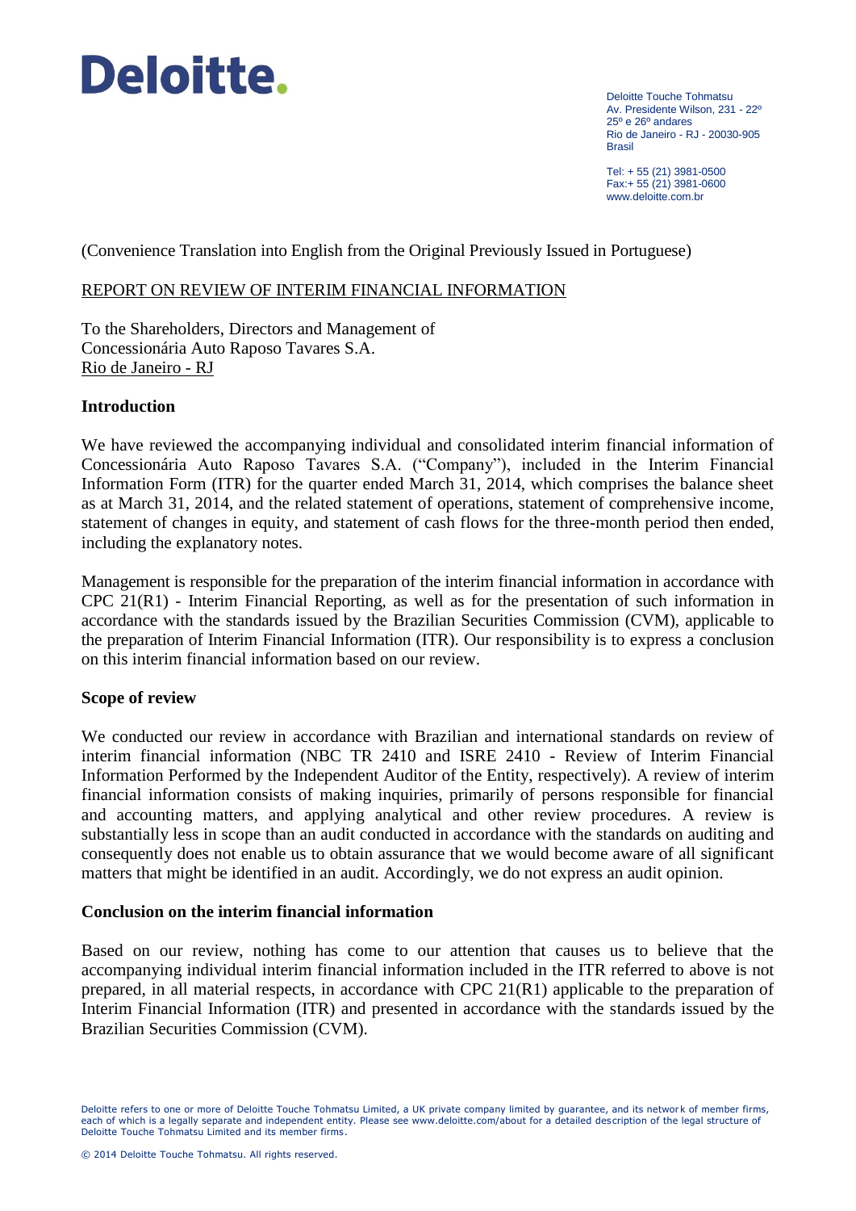# Deloitte.

Deloitte Touche Tohmatsu
Av. Presidente Wilson, 231 - 22º
25º e 26º andares
Rio de Janeiro - RJ - 20030-905
Brasil

Tel: + 55 (21) 3981-0500
Fax:+ 55 (21) 3981-0600
www.deloitte.com.br

(Convenience Translation into English from the Original Previously Issued in Portuguese)

## REPORT ON REVIEW OF INTERIM FINANCIAL INFORMATION

To the Shareholders, Directors and Management of
Concessionária Auto Raposo Tavares S.A.
Rio de Janeiro - RJ

### Introduction

We have reviewed the accompanying individual and consolidated interim financial information of Concessionária Auto Raposo Tavares S.A. ("Company"), included in the Interim Financial Information Form (ITR) for the quarter ended March 31, 2014, which comprises the balance sheet as at March 31, 2014, and the related statement of operations, statement of comprehensive income, statement of changes in equity, and statement of cash flows for the three-month period then ended, including the explanatory notes.

Management is responsible for the preparation of the interim financial information in accordance with CPC 21(R1) - Interim Financial Reporting, as well as for the presentation of such information in accordance with the standards issued by the Brazilian Securities Commission (CVM), applicable to the preparation of Interim Financial Information (ITR). Our responsibility is to express a conclusion on this interim financial information based on our review.

### Scope of review

We conducted our review in accordance with Brazilian and international standards on review of interim financial information (NBC TR 2410 and ISRE 2410 - Review of Interim Financial Information Performed by the Independent Auditor of the Entity, respectively). A review of interim financial information consists of making inquiries, primarily of persons responsible for financial and accounting matters, and applying analytical and other review procedures. A review is substantially less in scope than an audit conducted in accordance with the standards on auditing and consequently does not enable us to obtain assurance that we would become aware of all significant matters that might be identified in an audit. Accordingly, we do not express an audit opinion.

### Conclusion on the interim financial information

Based on our review, nothing has come to our attention that causes us to believe that the accompanying individual interim financial information included in the ITR referred to above is not prepared, in all material respects, in accordance with CPC 21(R1) applicable to the preparation of Interim Financial Information (ITR) and presented in accordance with the standards issued by the Brazilian Securities Commission (CVM).

Deloitte refers to one or more of Deloitte Touche Tohmatsu Limited, a UK private company limited by guarantee, and its network of member firms, each of which is a legally separate and independent entity. Please see www.deloitte.com/about for a detailed description of the legal structure of Deloitte Touche Tohmatsu Limited and its member firms.

© 2014 Deloitte Touche Tohmatsu. All rights reserved.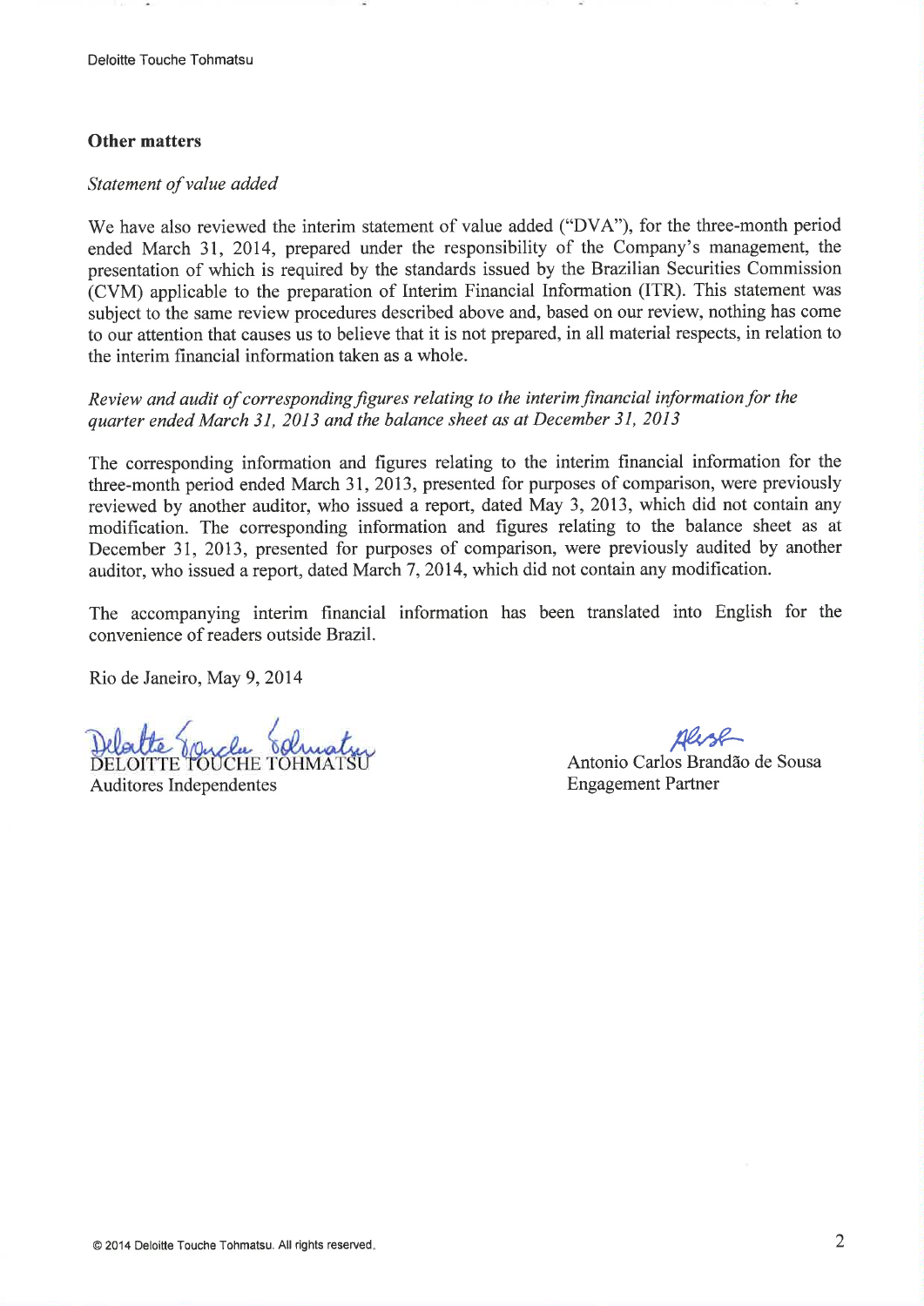## Other matters

*Statement of value added*

We have also reviewed the interim statement of value added ("DVA"), for the three-month period ended March 31, 2014, prepared under the responsibility of the Company's management, the presentation of which is required by the standards issued by the Brazilian Securities Commission (CVM) applicable to the preparation of Interim Financial Information (ITR). This statement was subject to the same review procedures described above and, based on our review, nothing has come to our attention that causes us to believe that it is not prepared, in all material respects, in relation to the interim financial information taken as a whole.

*Review and audit of corresponding figures relating to the interim financial information for the quarter ended March 31, 2013 and the balance sheet as at December 31, 2013*

The corresponding information and figures relating to the interim financial information for the three-month period ended March 31, 2013, presented for purposes of comparison, were previously reviewed by another auditor, who issued a report, dated May 3, 2013, which did not contain any modification. The corresponding information and figures relating to the balance sheet as at December 31, 2013, presented for purposes of comparison, were previously audited by another auditor, who issued a report, dated March 7, 2014, which did not contain any modification.

The accompanying interim financial information has been translated into English for the convenience of readers outside Brazil.

Rio de Janeiro, May 9, 2014

DELOITTE TOUCHE TOHMATSU
Auditores Independentes

Antonio Carlos Brandão de Sousa
Engagement Partner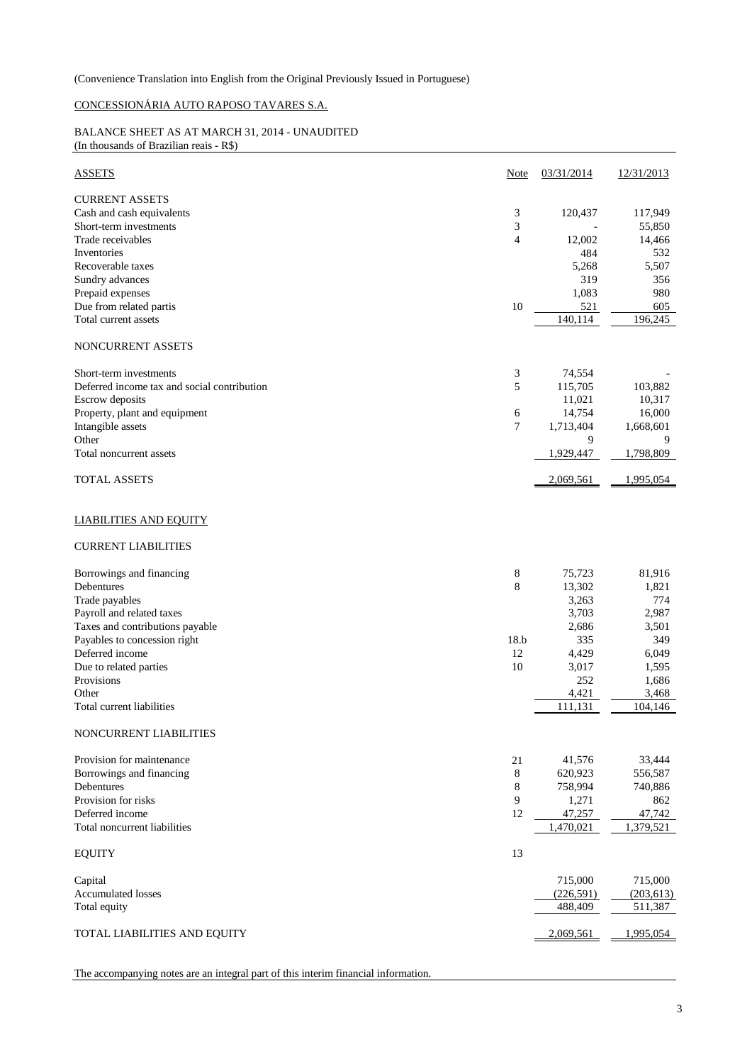(Convenience Translation into English from the Original Previously Issued in Portuguese)

CONCESSIONÁRIA AUTO RAPOSO TAVARES S.A.

BALANCE SHEET AS AT MARCH 31, 2014 - UNAUDITED
(In thousands of Brazilian reais - R$)

| ASSETS | Note | 03/31/2014 | 12/31/2013 |
|---|---|---|---|
| CURRENT ASSETS | | | |
| Cash and cash equivalents | 3 | 120,437 | 117,949 |
| Short-term investments | 3 | - | 55,850 |
| Trade receivables | 4 | 12,002 | 14,466 |
| Inventories | | 484 | 532 |
| Recoverable taxes | | 5,268 | 5,507 |
| Sundry advances | | 319 | 356 |
| Prepaid expenses | | 1,083 | 980 |
| Due from related partis | 10 | 521 | 605 |
| Total current assets | | 140,114 | 196,245 |
| NONCURRENT ASSETS | | | |
| Short-term investments | 3 | 74,554 | - |
| Deferred income tax and social contribution | 5 | 115,705 | 103,882 |
| Escrow deposits | | 11,021 | 10,317 |
| Property, plant and equipment | 6 | 14,754 | 16,000 |
| Intangible assets | 7 | 1,713,404 | 1,668,601 |
| Other | | 9 | 9 |
| Total noncurrent assets | | 1,929,447 | 1,798,809 |
| TOTAL ASSETS | | 2,069,561 | 1,995,054 |

| LIABILITIES AND EQUITY | Note | 03/31/2014 | 12/31/2013 |
|---|---|---|---|
| CURRENT LIABILITIES | | | |
| Borrowings and financing | 8 | 75,723 | 81,916 |
| Debentures | 8 | 13,302 | 1,821 |
| Trade payables | | 3,263 | 774 |
| Payroll and related taxes | | 3,703 | 2,987 |
| Taxes and contributions payable | | 2,686 | 3,501 |
| Payables to concession right | 18.b | 335 | 349 |
| Deferred income | 12 | 4,429 | 6,049 |
| Due to related parties | 10 | 3,017 | 1,595 |
| Provisions | | 252 | 1,686 |
| Other | | 4,421 | 3,468 |
| Total current liabilities | | 111,131 | 104,146 |
| NONCURRENT LIABILITIES | | | |
| Provision for maintenance | 21 | 41,576 | 33,444 |
| Borrowings and financing | 8 | 620,923 | 556,587 |
| Debentures | 8 | 758,994 | 740,886 |
| Provision for risks | 9 | 1,271 | 862 |
| Deferred income | 12 | 47,257 | 47,742 |
| Total noncurrent liabilities | | 1,470,021 | 1,379,521 |
| EQUITY | 13 | | |
| Capital | | 715,000 | 715,000 |
| Accumulated losses | | (226,591) | (203,613) |
| Total equity | | 488,409 | 511,387 |
| TOTAL LIABILITIES AND EQUITY | | 2,069,561 | 1,995,054 |

The accompanying notes are an integral part of this interim financial information.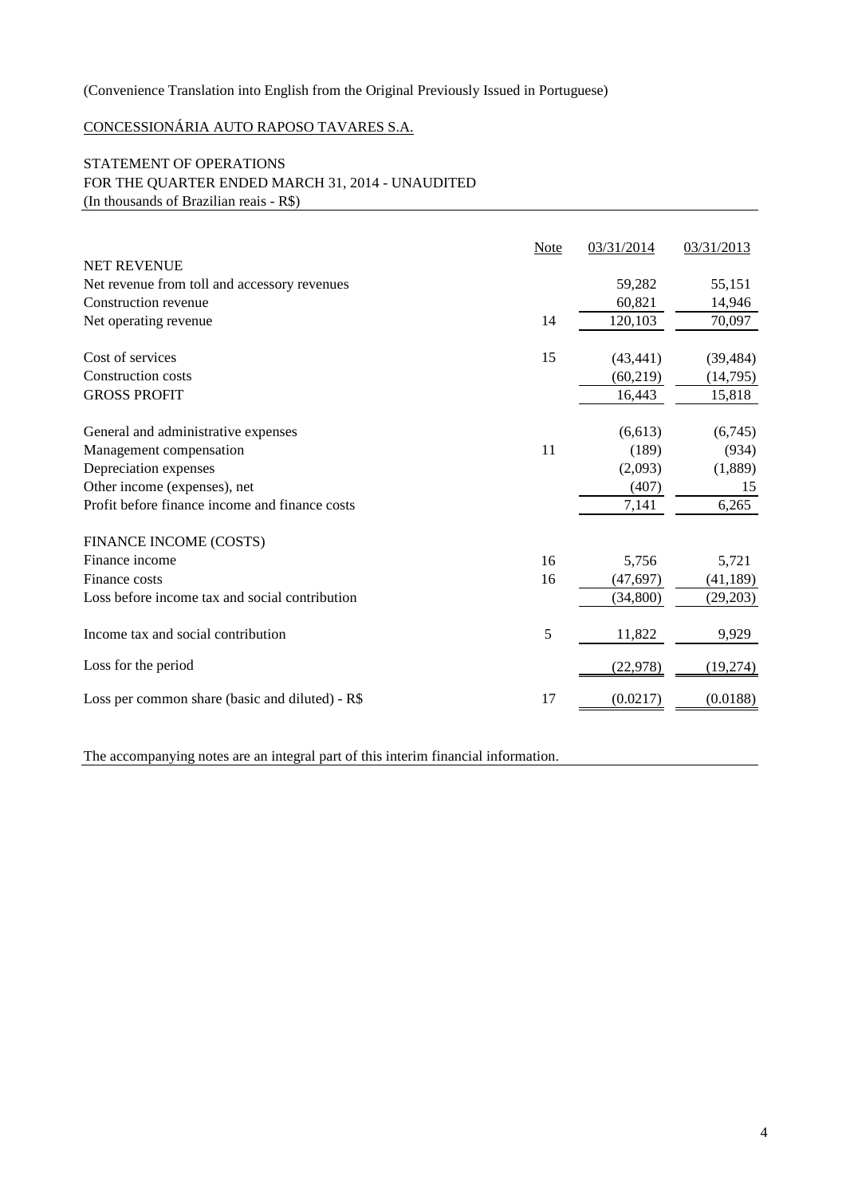(Convenience Translation into English from the Original Previously Issued in Portuguese)

CONCESSIONÁRIA AUTO RAPOSO TAVARES S.A.

STATEMENT OF OPERATIONS
FOR THE QUARTER ENDED MARCH 31, 2014 - UNAUDITED
(In thousands of Brazilian reais - R$)

| | Note | 03/31/2014 | 03/31/2013 |
|---|---|---|---|
| NET REVENUE | | | |
| Net revenue from toll and accessory revenues | | 59,282 | 55,151 |
| Construction revenue | | 60,821 | 14,946 |
| Net operating revenue | 14 | 120,103 | 70,097 |
| | | | |
| Cost of services | 15 | (43,441) | (39,484) |
| Construction costs | | (60,219) | (14,795) |
| GROSS PROFIT | | 16,443 | 15,818 |
| | | | |
| General and administrative expenses | | (6,613) | (6,745) |
| Management compensation | 11 | (189) | (934) |
| Depreciation expenses | | (2,093) | (1,889) |
| Other income (expenses), net | | (407) | 15 |
| Profit before finance income and finance costs | | 7,141 | 6,265 |
| | | | |
| FINANCE INCOME (COSTS) | | | |
| Finance income | 16 | 5,756 | 5,721 |
| Finance costs | 16 | (47,697) | (41,189) |
| Loss before income tax and social contribution | | (34,800) | (29,203) |
| | | | |
| Income tax and social contribution | 5 | 11,822 | 9,929 |
| | | | |
| Loss for the period | | (22,978) | (19,274) |
| | | | |
| Loss per common share (basic and diluted) - R$ | 17 | (0.0217) | (0.0188) |

The accompanying notes are an integral part of this interim financial information.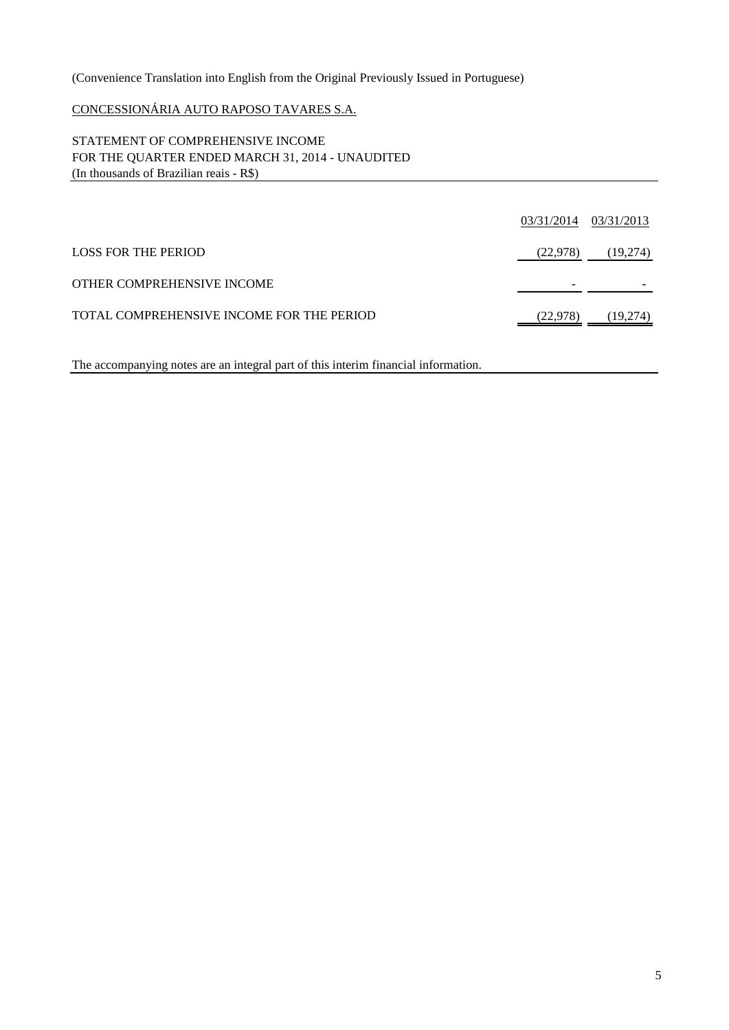(Convenience Translation into English from the Original Previously Issued in Portuguese)

CONCESSIONÁRIA AUTO RAPOSO TAVARES S.A.

STATEMENT OF COMPREHENSIVE INCOME
FOR THE QUARTER ENDED MARCH 31, 2014 - UNAUDITED
(In thousands of Brazilian reais - R$)

| | 03/31/2014 | 03/31/2013 |
|---|---|---|
| LOSS FOR THE PERIOD | (22,978) | (19,274) |
| OTHER COMPREHENSIVE INCOME | - | - |
| TOTAL COMPREHENSIVE INCOME FOR THE PERIOD | (22,978) | (19,274) |

The accompanying notes are an integral part of this interim financial information.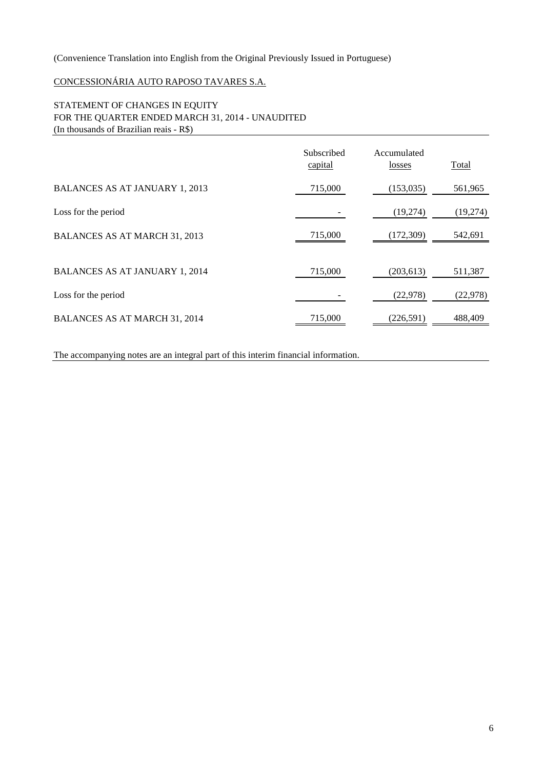(Convenience Translation into English from the Original Previously Issued in Portuguese)

CONCESSIONÁRIA AUTO RAPOSO TAVARES S.A.

STATEMENT OF CHANGES IN EQUITY
FOR THE QUARTER ENDED MARCH 31, 2014 - UNAUDITED
(In thousands of Brazilian reais - R$)

| | Subscribed capital | Accumulated losses | Total |
|---|---|---|---|
| BALANCES AS AT JANUARY 1, 2013 | 715,000 | (153,035) | 561,965 |
| Loss for the period | - | (19,274) | (19,274) |
| BALANCES AS AT MARCH 31, 2013 | 715,000 | (172,309) | 542,691 |
| BALANCES AS AT JANUARY 1, 2014 | 715,000 | (203,613) | 511,387 |
| Loss for the period | - | (22,978) | (22,978) |
| BALANCES AS AT MARCH 31, 2014 | 715,000 | (226,591) | 488,409 |

The accompanying notes are an integral part of this interim financial information.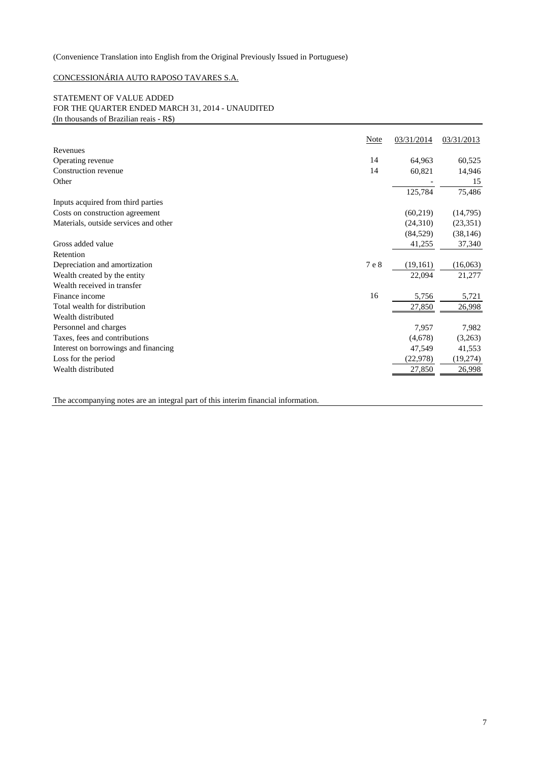(Convenience Translation into English from the Original Previously Issued in Portuguese)

CONCESSIONÁRIA AUTO RAPOSO TAVARES S.A.

STATEMENT OF VALUE ADDED
FOR THE QUARTER ENDED MARCH 31, 2014 - UNAUDITED
(In thousands of Brazilian reais - R$)

| | Note | 03/31/2014 | 03/31/2013 |
|---|---|---|---|
| Revenues | | | |
| Operating revenue | 14 | 64,963 | 60,525 |
| Construction revenue | 14 | 60,821 | 14,946 |
| Other | | - | 15 |
| | | 125,784 | 75,486 |
| Inputs acquired from third parties | | | |
| Costs on construction agreement | | (60,219) | (14,795) |
| Materials, outside services and other | | (24,310) | (23,351) |
| | | (84,529) | (38,146) |
| Gross added value | | 41,255 | 37,340 |
| Retention | | | |
| Depreciation and amortization | 7 e 8 | (19,161) | (16,063) |
| Wealth created by the entity | | 22,094 | 21,277 |
| Wealth received in transfer | | | |
| Finance income | 16 | 5,756 | 5,721 |
| Total wealth for distribution | | 27,850 | 26,998 |
| Wealth distributed | | | |
| Personnel and charges | | 7,957 | 7,982 |
| Taxes, fees and contributions | | (4,678) | (3,263) |
| Interest on borrowings and financing | | 47,549 | 41,553 |
| Loss for the period | | (22,978) | (19,274) |
| Wealth distributed | | 27,850 | 26,998 |

The accompanying notes are an integral part of this interim financial information.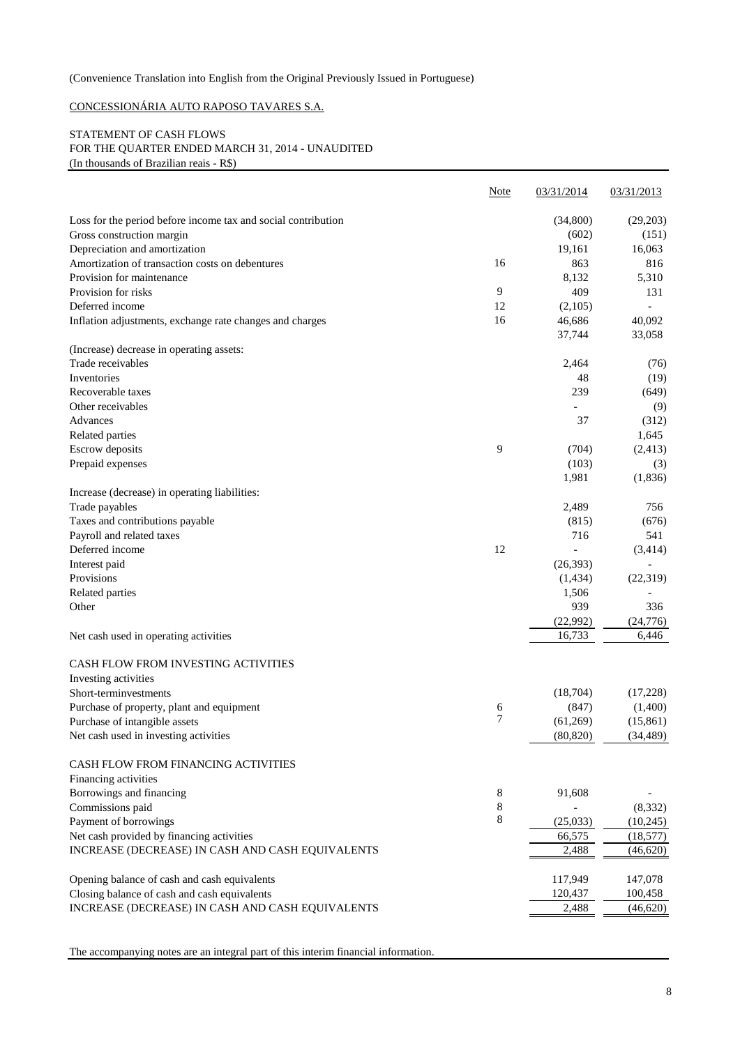(Convenience Translation into English from the Original Previously Issued in Portuguese)

CONCESSIONÁRIA AUTO RAPOSO TAVARES S.A.

STATEMENT OF CASH FLOWS
FOR THE QUARTER ENDED MARCH 31, 2014 - UNAUDITED
(In thousands of Brazilian reais - R$)

| | Note | 03/31/2014 | 03/31/2013 |
|---|---|---|---|
| Loss for the period before income tax and social contribution | | (34,800) | (29,203) |
| Gross construction margin | | (602) | (151) |
| Depreciation and amortization | | 19,161 | 16,063 |
| Amortization of transaction costs on debentures | 16 | 863 | 816 |
| Provision for maintenance | | 8,132 | 5,310 |
| Provision for risks | 9 | 409 | 131 |
| Deferred income | 12 | (2,105) | - |
| Inflation adjustments, exchange rate changes and charges | 16 | 46,686 | 40,092 |
| | | 37,744 | 33,058 |
| (Increase) decrease in operating assets: | | | |
| Trade receivables | | 2,464 | (76) |
| Inventories | | 48 | (19) |
| Recoverable taxes | | 239 | (649) |
| Other receivables | | - | (9) |
| Advances | | 37 | (312) |
| Related parties | | | 1,645 |
| Escrow deposits | 9 | (704) | (2,413) |
| Prepaid expenses | | (103) | (3) |
| | | 1,981 | (1,836) |
| Increase (decrease) in operating liabilities: | | | |
| Trade payables | | 2,489 | 756 |
| Taxes and contributions payable | | (815) | (676) |
| Payroll and related taxes | | 716 | 541 |
| Deferred income | 12 | - | (3,414) |
| Interest paid | | (26,393) | - |
| Provisions | | (1,434) | (22,319) |
| Related parties | | 1,506 | - |
| Other | | 939 | 336 |
| | | (22,992) | (24,776) |
| Net cash used in operating activities | | 16,733 | 6,446 |
| CASH FLOW FROM INVESTING ACTIVITIES | | | |
| Investing activities | | | |
| Short-terminvestments | | (18,704) | (17,228) |
| Purchase of property, plant and equipment | 6 | (847) | (1,400) |
| Purchase of intangible assets | 7 | (61,269) | (15,861) |
| Net cash used in investing activities | | (80,820) | (34,489) |
| CASH FLOW FROM FINANCING ACTIVITIES | | | |
| Financing activities | | | |
| Borrowings and financing | 8 | 91,608 | - |
| Commissions paid | 8 | - | (8,332) |
| Payment of borrowings | 8 | (25,033) | (10,245) |
| Net cash provided by financing activities | | 66,575 | (18,577) |
| INCREASE (DECREASE) IN CASH AND CASH EQUIVALENTS | | 2,488 | (46,620) |
| Opening balance of cash and cash equivalents | | 117,949 | 147,078 |
| Closing balance of cash and cash equivalents | | 120,437 | 100,458 |
| INCREASE (DECREASE) IN CASH AND CASH EQUIVALENTS | | 2,488 | (46,620) |

The accompanying notes are an integral part of this interim financial information.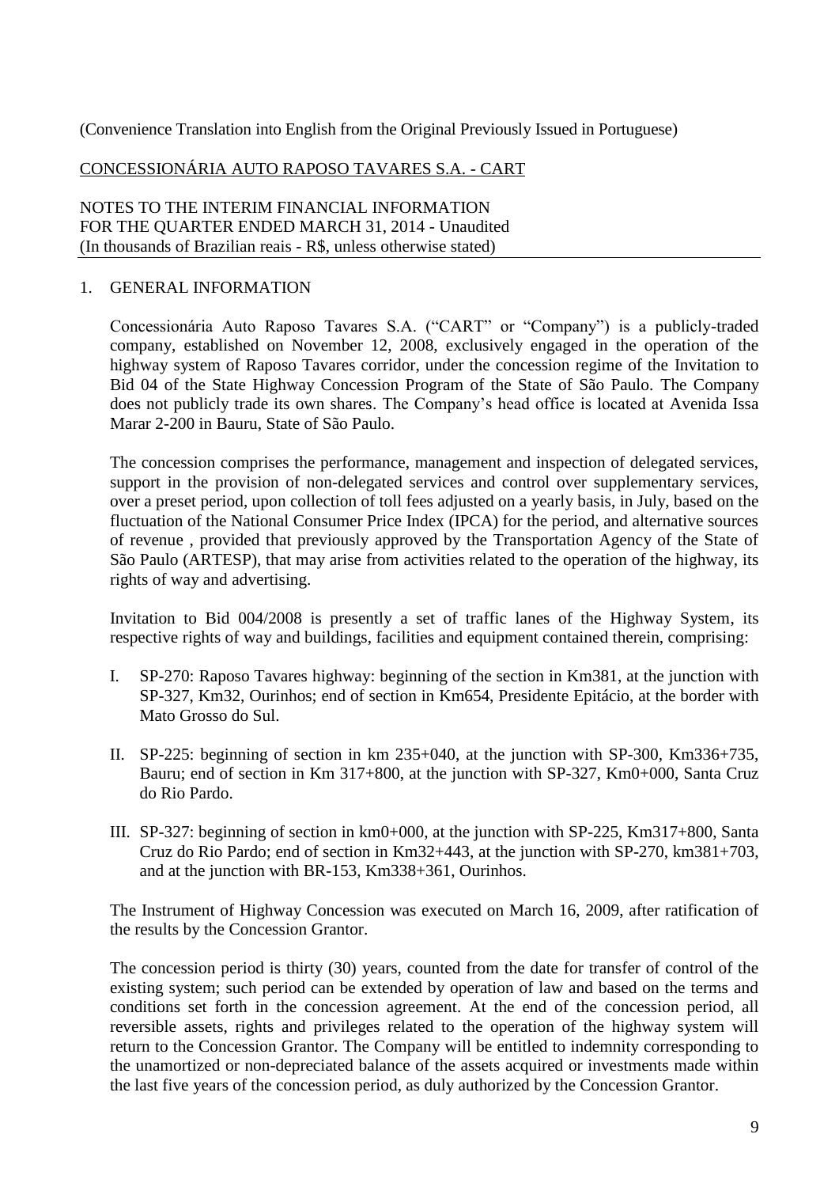(Convenience Translation into English from the Original Previously Issued in Portuguese)

CONCESSIONÁRIA AUTO RAPOSO TAVARES S.A. - CART

NOTES TO THE INTERIM FINANCIAL INFORMATION
FOR THE QUARTER ENDED MARCH 31, 2014 - Unaudited
(In thousands of Brazilian reais - R$, unless otherwise stated)

## 1. GENERAL INFORMATION

Concessionária Auto Raposo Tavares S.A. ("CART" or "Company") is a publicly-traded company, established on November 12, 2008, exclusively engaged in the operation of the highway system of Raposo Tavares corridor, under the concession regime of the Invitation to Bid 04 of the State Highway Concession Program of the State of São Paulo. The Company does not publicly trade its own shares. The Company's head office is located at Avenida Issa Marar 2-200 in Bauru, State of São Paulo.

The concession comprises the performance, management and inspection of delegated services, support in the provision of non-delegated services and control over supplementary services, over a preset period, upon collection of toll fees adjusted on a yearly basis, in July, based on the fluctuation of the National Consumer Price Index (IPCA) for the period, and alternative sources of revenue , provided that previously approved by the Transportation Agency of the State of São Paulo (ARTESP), that may arise from activities related to the operation of the highway, its rights of way and advertising.

Invitation to Bid 004/2008 is presently a set of traffic lanes of the Highway System, its respective rights of way and buildings, facilities and equipment contained therein, comprising:

I. SP-270: Raposo Tavares highway: beginning of the section in Km381, at the junction with SP-327, Km32, Ourinhos; end of section in Km654, Presidente Epitácio, at the border with Mato Grosso do Sul.

II. SP-225: beginning of section in km 235+040, at the junction with SP-300, Km336+735, Bauru; end of section in Km 317+800, at the junction with SP-327, Km0+000, Santa Cruz do Rio Pardo.

III. SP-327: beginning of section in km0+000, at the junction with SP-225, Km317+800, Santa Cruz do Rio Pardo; end of section in Km32+443, at the junction with SP-270, km381+703, and at the junction with BR-153, Km338+361, Ourinhos.

The Instrument of Highway Concession was executed on March 16, 2009, after ratification of the results by the Concession Grantor.

The concession period is thirty (30) years, counted from the date for transfer of control of the existing system; such period can be extended by operation of law and based on the terms and conditions set forth in the concession agreement. At the end of the concession period, all reversible assets, rights and privileges related to the operation of the highway system will return to the Concession Grantor. The Company will be entitled to indemnity corresponding to the unamortized or non-depreciated balance of the assets acquired or investments made within the last five years of the concession period, as duly authorized by the Concession Grantor.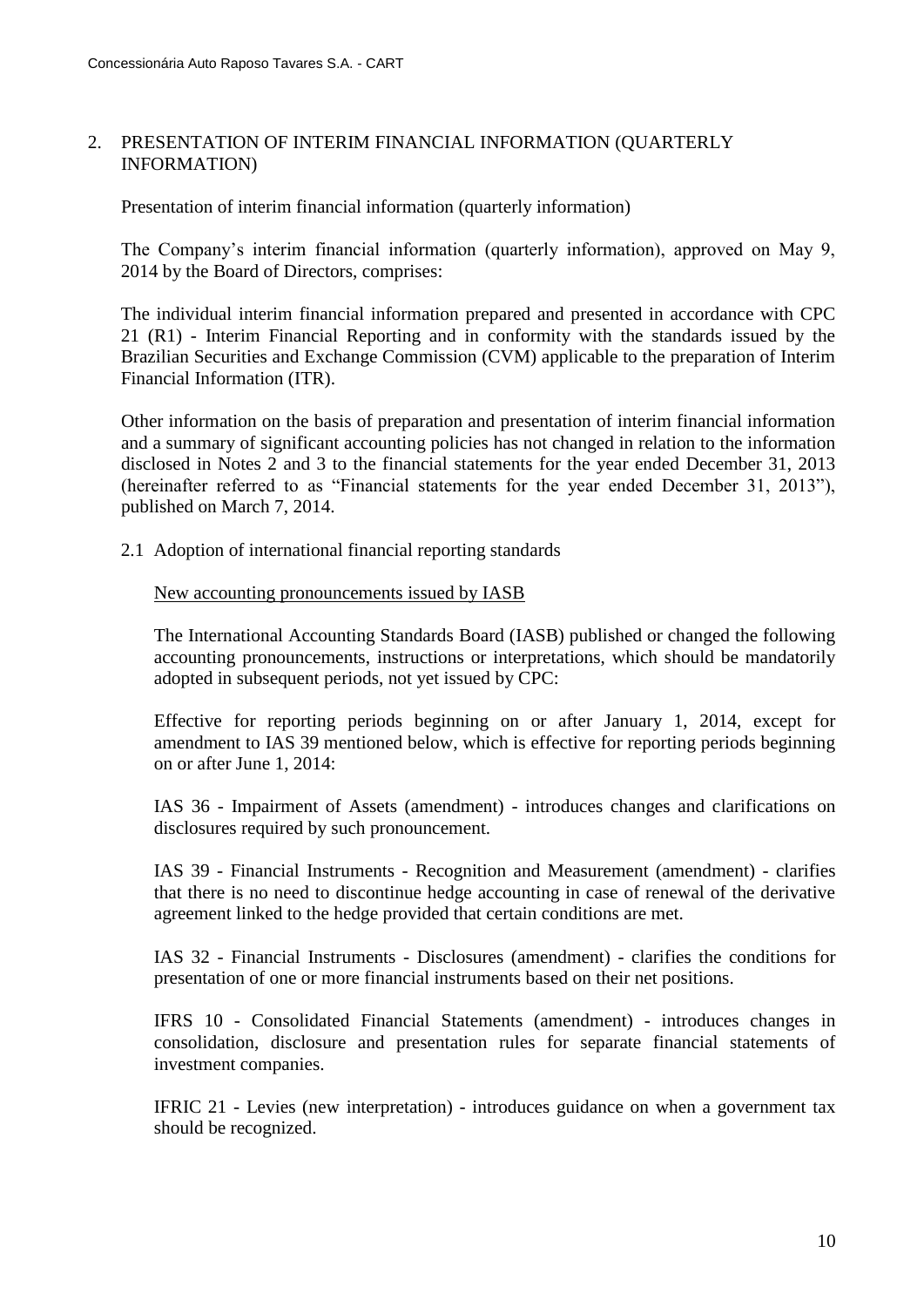## 2. PRESENTATION OF INTERIM FINANCIAL INFORMATION (QUARTERLY INFORMATION)

Presentation of interim financial information (quarterly information)

The Company's interim financial information (quarterly information), approved on May 9, 2014 by the Board of Directors, comprises:

The individual interim financial information prepared and presented in accordance with CPC 21 (R1) - Interim Financial Reporting and in conformity with the standards issued by the Brazilian Securities and Exchange Commission (CVM) applicable to the preparation of Interim Financial Information (ITR).

Other information on the basis of preparation and presentation of interim financial information and a summary of significant accounting policies has not changed in relation to the information disclosed in Notes 2 and 3 to the financial statements for the year ended December 31, 2013 (hereinafter referred to as "Financial statements for the year ended December 31, 2013"), published on March 7, 2014.

### 2.1 Adoption of international financial reporting standards

New accounting pronouncements issued by IASB

The International Accounting Standards Board (IASB) published or changed the following accounting pronouncements, instructions or interpretations, which should be mandatorily adopted in subsequent periods, not yet issued by CPC:

Effective for reporting periods beginning on or after January 1, 2014, except for amendment to IAS 39 mentioned below, which is effective for reporting periods beginning on or after June 1, 2014:

IAS 36 - Impairment of Assets (amendment) - introduces changes and clarifications on disclosures required by such pronouncement.

IAS 39 - Financial Instruments - Recognition and Measurement (amendment) - clarifies that there is no need to discontinue hedge accounting in case of renewal of the derivative agreement linked to the hedge provided that certain conditions are met.

IAS 32 - Financial Instruments - Disclosures (amendment) - clarifies the conditions for presentation of one or more financial instruments based on their net positions.

IFRS 10 - Consolidated Financial Statements (amendment) - introduces changes in consolidation, disclosure and presentation rules for separate financial statements of investment companies.

IFRIC 21 - Levies (new interpretation) - introduces guidance on when a government tax should be recognized.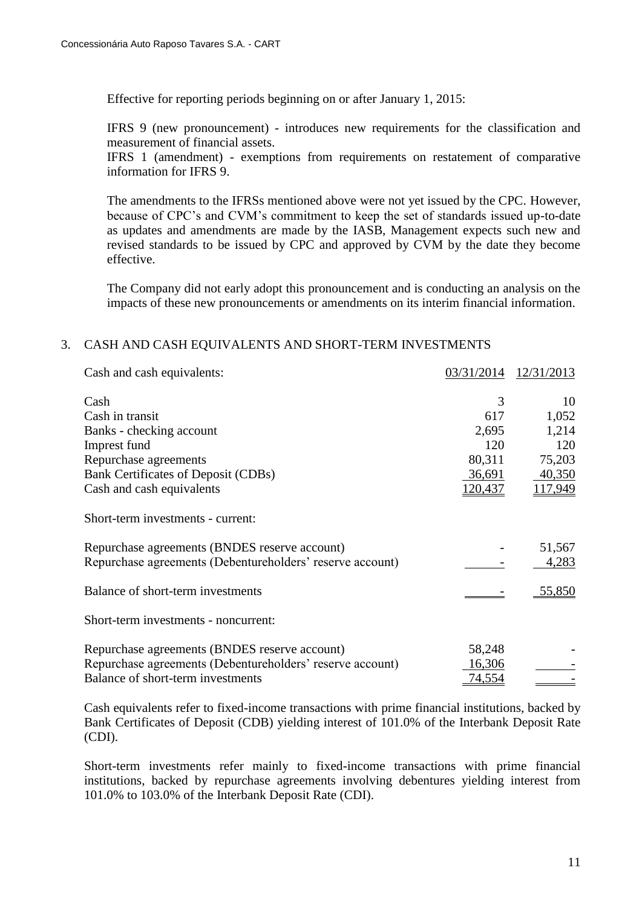Effective for reporting periods beginning on or after January 1, 2015:

IFRS 9 (new pronouncement) - introduces new requirements for the classification and measurement of financial assets.
IFRS 1 (amendment) - exemptions from requirements on restatement of comparative information for IFRS 9.

The amendments to the IFRSs mentioned above were not yet issued by the CPC. However, because of CPC's and CVM's commitment to keep the set of standards issued up-to-date as updates and amendments are made by the IASB, Management expects such new and revised standards to be issued by CPC and approved by CVM by the date they become effective.

The Company did not early adopt this pronouncement and is conducting an analysis on the impacts of these new pronouncements or amendments on its interim financial information.

## 3. CASH AND CASH EQUIVALENTS AND SHORT-TERM INVESTMENTS

| Cash and cash equivalents: | 03/31/2014 | 12/31/2013 |
|---|---|---|
| Cash | 3 | 10 |
| Cash in transit | 617 | 1,052 |
| Banks - checking account | 2,695 | 1,214 |
| Imprest fund | 120 | 120 |
| Repurchase agreements | 80,311 | 75,203 |
| Bank Certificates of Deposit (CDBs) | 36,691 | 40,350 |
| Cash and cash equivalents | 120,437 | 117,949 |
| Short-term investments - current: | | |
| Repurchase agreements (BNDES reserve account) | - | 51,567 |
| Repurchase agreements (Debentureholders' reserve account) | - | 4,283 |
| Balance of short-term investments | - | 55,850 |
| Short-term investments - noncurrent: | | |
| Repurchase agreements (BNDES reserve account) | 58,248 | - |
| Repurchase agreements (Debentureholders' reserve account) | 16,306 | - |
| Balance of short-term investments | 74,554 | - |

Cash equivalents refer to fixed-income transactions with prime financial institutions, backed by Bank Certificates of Deposit (CDB) yielding interest of 101.0% of the Interbank Deposit Rate (CDI).

Short-term investments refer mainly to fixed-income transactions with prime financial institutions, backed by repurchase agreements involving debentures yielding interest from 101.0% to 103.0% of the Interbank Deposit Rate (CDI).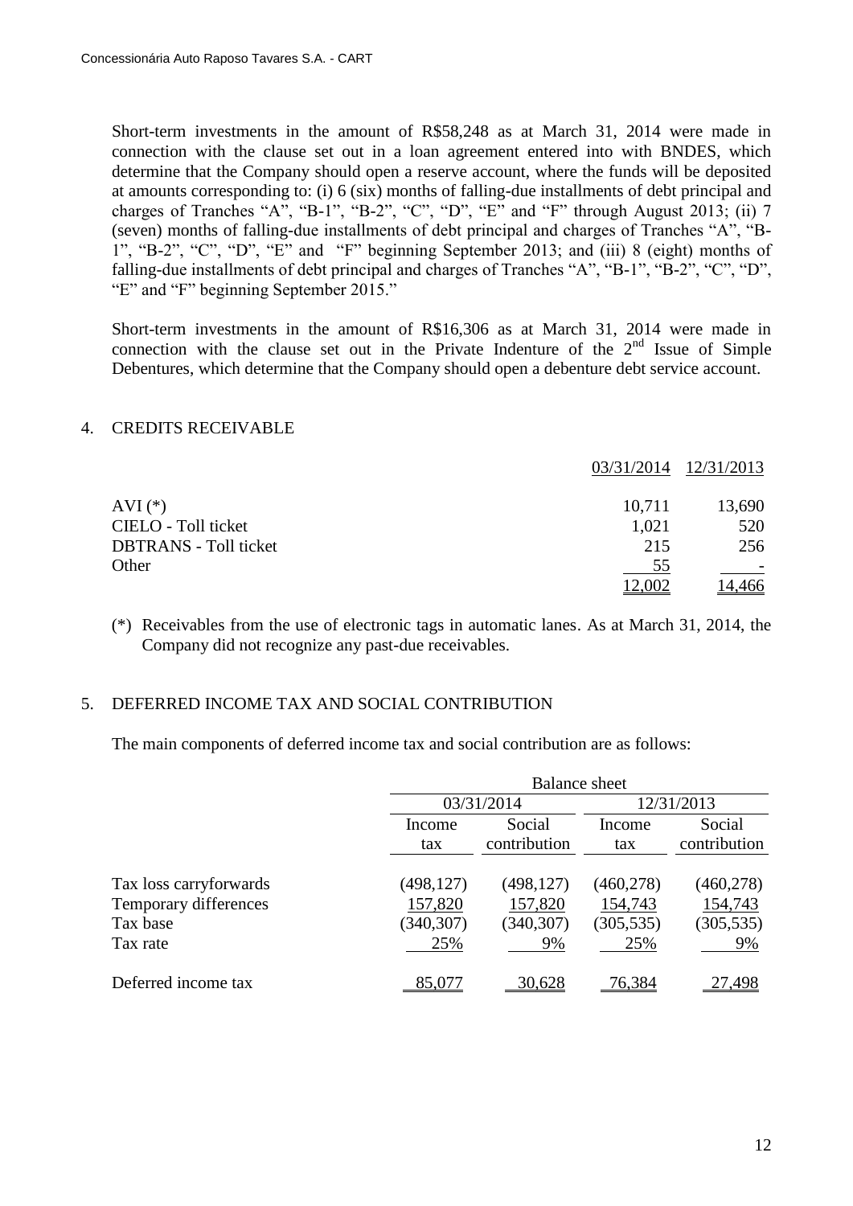Short-term investments in the amount of R$58,248 as at March 31, 2014 were made in connection with the clause set out in a loan agreement entered into with BNDES, which determine that the Company should open a reserve account, where the funds will be deposited at amounts corresponding to: (i) 6 (six) months of falling-due installments of debt principal and charges of Tranches "A", "B-1", "B-2", "C", "D", "E" and "F" through August 2013; (ii) 7 (seven) months of falling-due installments of debt principal and charges of Tranches "A", "B-1", "B-2", "C", "D", "E" and "F" beginning September 2013; and (iii) 8 (eight) months of falling-due installments of debt principal and charges of Tranches "A", "B-1", "B-2", "C", "D", "E" and "F" beginning September 2015."

Short-term investments in the amount of R$16,306 as at March 31, 2014 were made in connection with the clause set out in the Private Indenture of the 2nd Issue of Simple Debentures, which determine that the Company should open a debenture debt service account.

## 4. CREDITS RECEIVABLE

| | 03/31/2014 | 12/31/2013 |
|---|---|---|
| AVI (*) | 10,711 | 13,690 |
| CIELO - Toll ticket | 1,021 | 520 |
| DBTRANS - Toll ticket | 215 | 256 |
| Other | 55 | - |
| | 12,002 | 14,466 |

(*) Receivables from the use of electronic tags in automatic lanes. As at March 31, 2014, the Company did not recognize any past-due receivables.

## 5. DEFERRED INCOME TAX AND SOCIAL CONTRIBUTION

The main components of deferred income tax and social contribution are as follows:

| | Balance sheet | | | |
|---|---|---|---|---|
| | 03/31/2014 | | 12/31/2013 | |
| | Income tax | Social contribution | Income tax | Social contribution |
| Tax loss carryforwards | (498,127) | (498,127) | (460,278) | (460,278) |
| Temporary differences | 157,820 | 157,820 | 154,743 | 154,743 |
| Tax base | (340,307) | (340,307) | (305,535) | (305,535) |
| Tax rate | 25% | 9% | 25% | 9% |
| Deferred income tax | 85,077 | 30,628 | 76,384 | 27,498 |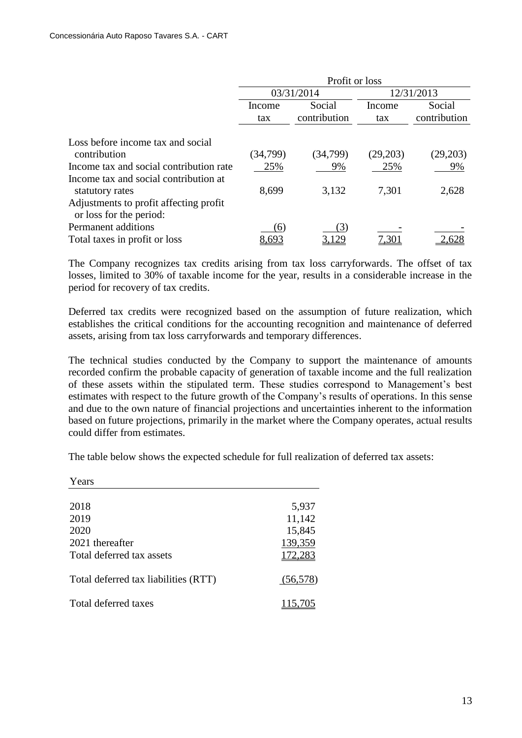| | Profit or loss | | | |
|---|---|---|---|---|
| | 03/31/2014 | | 12/31/2013 | |
| | Income tax | Social contribution | Income tax | Social contribution |
| Loss before income tax and social contribution | (34,799) | (34,799) | (29,203) | (29,203) |
| Income tax and social contribution rate | 25% | 9% | 25% | 9% |
| Income tax and social contribution at statutory rates | 8,699 | 3,132 | 7,301 | 2,628 |
| Adjustments to profit affecting profit or loss for the period: | | | | |
| Permanent additions | (6) | (3) | - | - |
| Total taxes in profit or loss | 8,693 | 3,129 | 7,301 | 2,628 |

The Company recognizes tax credits arising from tax loss carryforwards. The offset of tax losses, limited to 30% of taxable income for the year, results in a considerable increase in the period for recovery of tax credits.

Deferred tax credits were recognized based on the assumption of future realization, which establishes the critical conditions for the accounting recognition and maintenance of deferred assets, arising from tax loss carryforwards and temporary differences.

The technical studies conducted by the Company to support the maintenance of amounts recorded confirm the probable capacity of generation of taxable income and the full realization of these assets within the stipulated term. These studies correspond to Management's best estimates with respect to the future growth of the Company's results of operations. In this sense and due to the own nature of financial projections and uncertainties inherent to the information based on future projections, primarily in the market where the Company operates, actual results could differ from estimates.

The table below shows the expected schedule for full realization of deferred tax assets:

| Years | |
|---|---|
| 2018 | 5,937 |
| 2019 | 11,142 |
| 2020 | 15,845 |
| 2021 thereafter | 139,359 |
| Total deferred tax assets | 172,283 |
| Total deferred tax liabilities (RTT) | (56,578) |
| Total deferred taxes | 115,705 |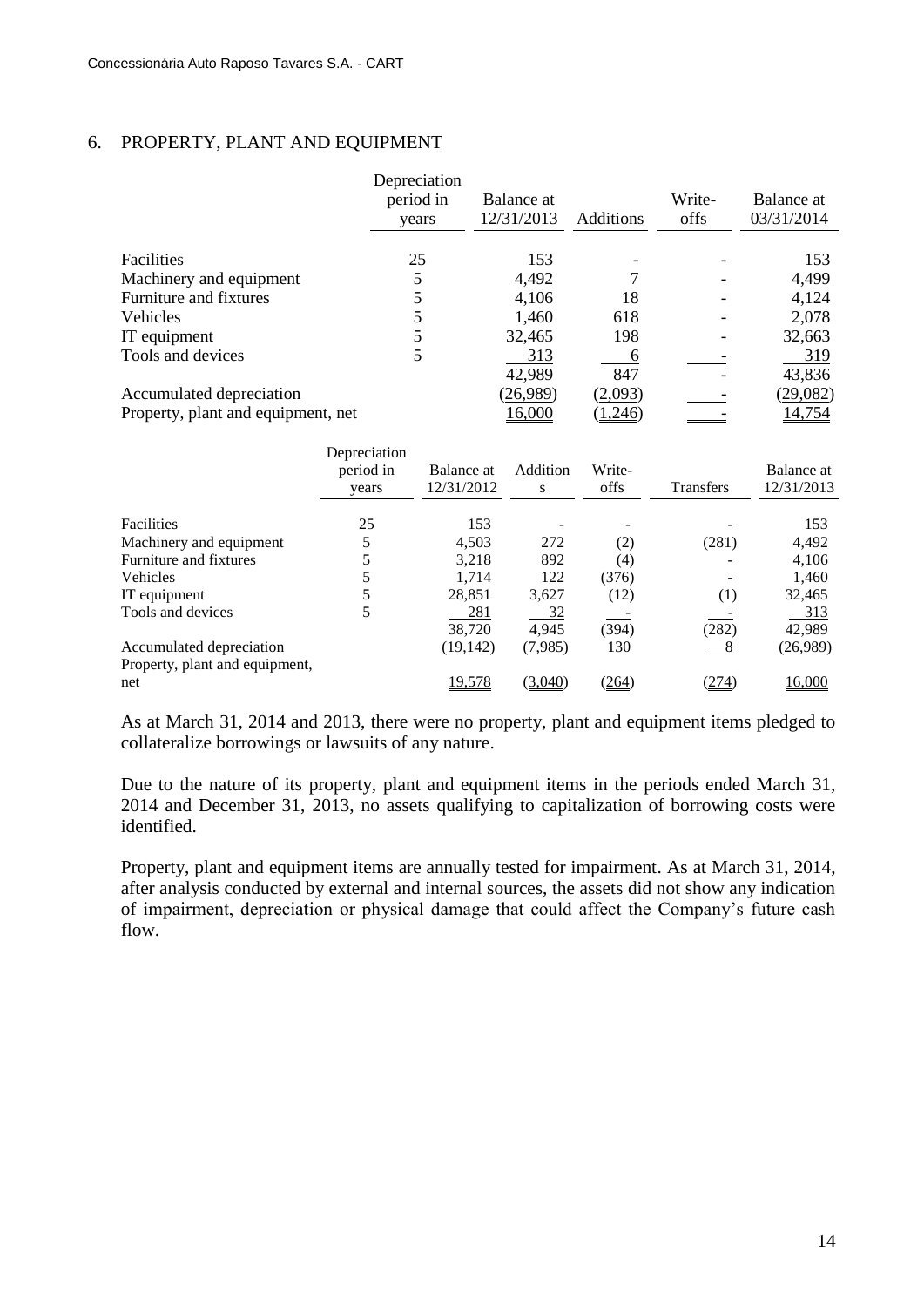## 6. PROPERTY, PLANT AND EQUIPMENT

| | Depreciation period in years | Balance at 12/31/2013 | Additions | Write-offs | Balance at 03/31/2014 |
|---|---|---|---|---|---|
| Facilities | 25 | 153 | - | - | 153 |
| Machinery and equipment | 5 | 4,492 | 7 | - | 4,499 |
| Furniture and fixtures | 5 | 4,106 | 18 | - | 4,124 |
| Vehicles | 5 | 1,460 | 618 | - | 2,078 |
| IT equipment | 5 | 32,465 | 198 | - | 32,663 |
| Tools and devices | 5 | 313 | 6 | - | 319 |
| | | 42,989 | 847 | - | 43,836 |
| Accumulated depreciation | | (26,989) | (2,093) | - | (29,082) |
| Property, plant and equipment, net | | 16,000 | (1,246) | - | 14,754 |

| | Depreciation period in years | Balance at 12/31/2012 | Additions | Write-offs | Transfers | Balance at 12/31/2013 |
|---|---|---|---|---|---|---|
| Facilities | 25 | 153 | - | - | - | 153 |
| Machinery and equipment | 5 | 4,503 | 272 | (2) | (281) | 4,492 |
| Furniture and fixtures | 5 | 3,218 | 892 | (4) | - | 4,106 |
| Vehicles | 5 | 1,714 | 122 | (376) | - | 1,460 |
| IT equipment | 5 | 28,851 | 3,627 | (12) | (1) | 32,465 |
| Tools and devices | 5 | 281 | 32 | - | - | 313 |
| | | 38,720 | 4,945 | (394) | (282) | 42,989 |
| Accumulated depreciation | | (19,142) | (7,985) | 130 | 8 | (26,989) |
| Property, plant and equipment, net | | 19,578 | (3,040) | (264) | (274) | 16,000 |

As at March 31, 2014 and 2013, there were no property, plant and equipment items pledged to collateralize borrowings or lawsuits of any nature.

Due to the nature of its property, plant and equipment items in the periods ended March 31, 2014 and December 31, 2013, no assets qualifying to capitalization of borrowing costs were identified.

Property, plant and equipment items are annually tested for impairment. As at March 31, 2014, after analysis conducted by external and internal sources, the assets did not show any indication of impairment, depreciation or physical damage that could affect the Company's future cash flow.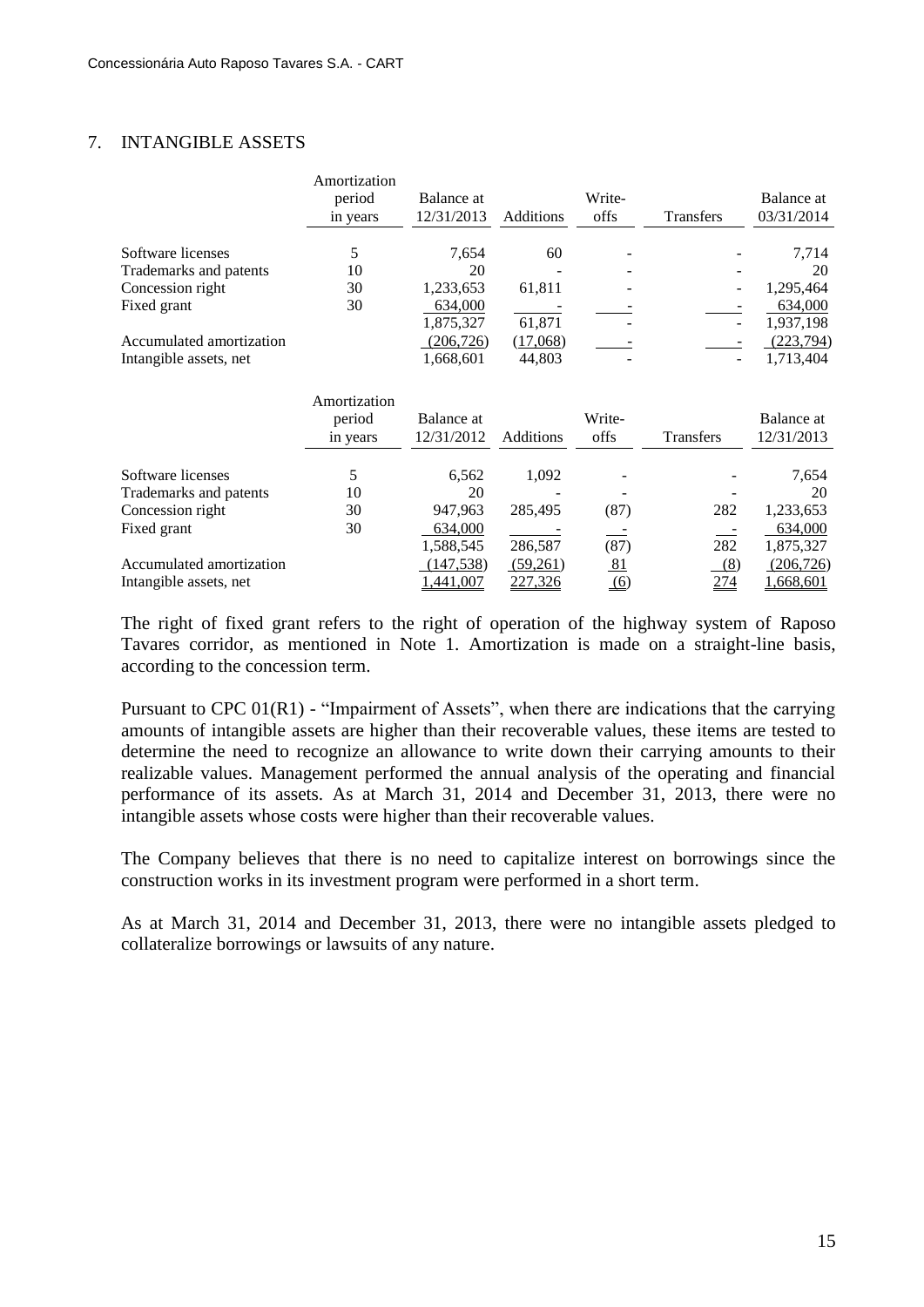## 7. INTANGIBLE ASSETS

| | Amortization period in years | Balance at 12/31/2013 | Additions | Write-offs | Transfers | Balance at 03/31/2014 |
|---|---|---|---|---|---|---|
| Software licenses | 5 | 7,654 | 60 | - | - | 7,714 |
| Trademarks and patents | 10 | 20 | - | - | - | 20 |
| Concession right | 30 | 1,233,653 | 61,811 | - | - | 1,295,464 |
| Fixed grant | 30 | 634,000 | - | - | - | 634,000 |
| | | 1,875,327 | 61,871 | - | - | 1,937,198 |
| Accumulated amortization | | (206,726) | (17,068) | - | - | (223,794) |
| Intangible assets, net | | 1,668,601 | 44,803 | - | - | 1,713,404 |

| | Amortization period in years | Balance at 12/31/2012 | Additions | Write-offs | Transfers | Balance at 12/31/2013 |
|---|---|---|---|---|---|---|
| Software licenses | 5 | 6,562 | 1,092 | - | - | 7,654 |
| Trademarks and patents | 10 | 20 | - | - | - | 20 |
| Concession right | 30 | 947,963 | 285,495 | (87) | 282 | 1,233,653 |
| Fixed grant | 30 | 634,000 | - | - | - | 634,000 |
| | | 1,588,545 | 286,587 | (87) | 282 | 1,875,327 |
| Accumulated amortization | | (147,538) | (59,261) | 81 | (8) | (206,726) |
| Intangible assets, net | | 1,441,007 | 227,326 | (6) | 274 | 1,668,601 |

The right of fixed grant refers to the right of operation of the highway system of Raposo Tavares corridor, as mentioned in Note 1. Amortization is made on a straight-line basis, according to the concession term.

Pursuant to CPC 01(R1) - "Impairment of Assets", when there are indications that the carrying amounts of intangible assets are higher than their recoverable values, these items are tested to determine the need to recognize an allowance to write down their carrying amounts to their realizable values. Management performed the annual analysis of the operating and financial performance of its assets. As at March 31, 2014 and December 31, 2013, there were no intangible assets whose costs were higher than their recoverable values.

The Company believes that there is no need to capitalize interest on borrowings since the construction works in its investment program were performed in a short term.

As at March 31, 2014 and December 31, 2013, there were no intangible assets pledged to collateralize borrowings or lawsuits of any nature.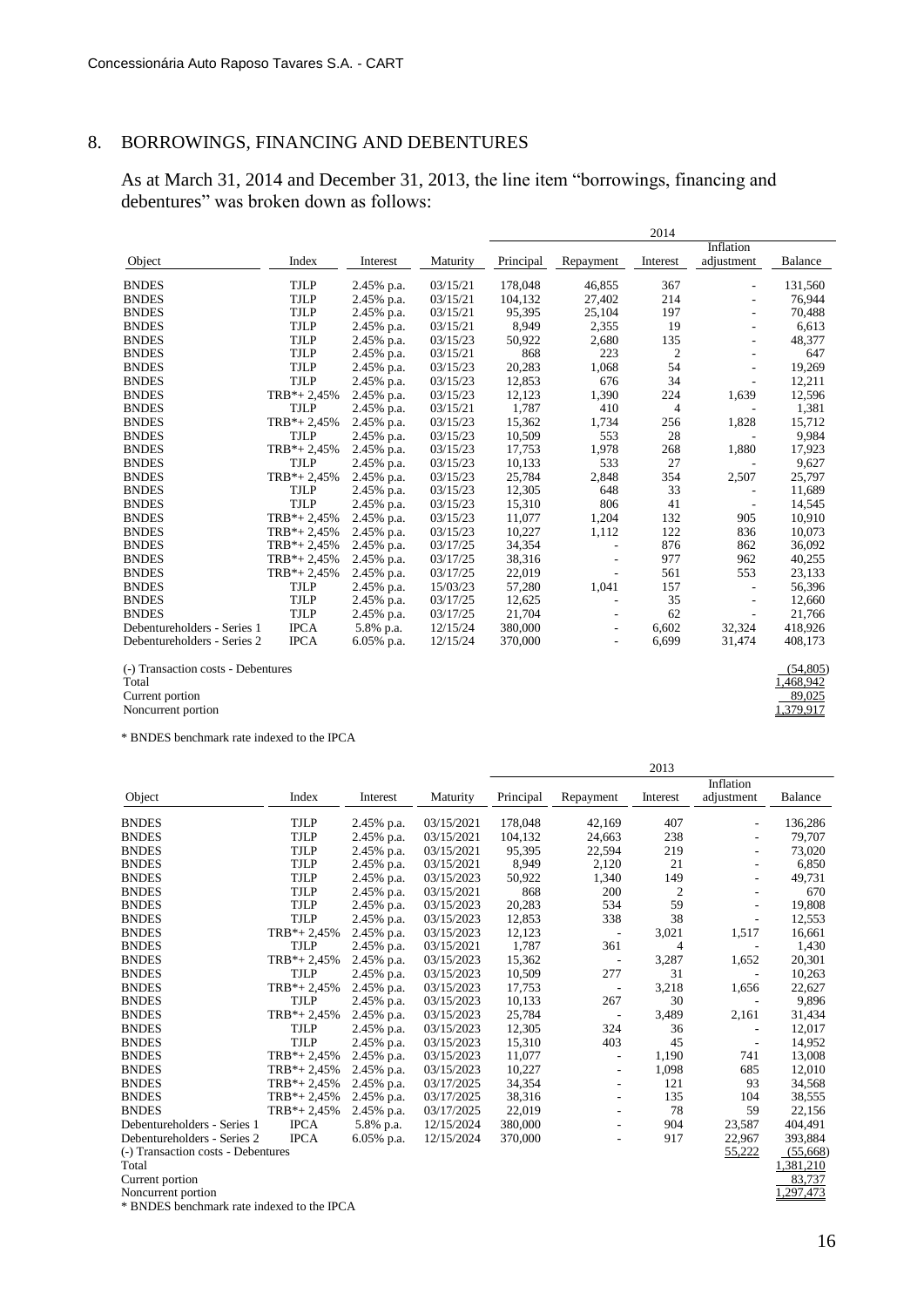## 8. BORROWINGS, FINANCING AND DEBENTURES

As at March 31, 2014 and December 31, 2013, the line item "borrowings, financing and debentures" was broken down as follows:

| | | | | 2014 | | | | |
|---|---|---|---|---|---|---|---|---|
| Object | Index | Interest | Maturity | Principal | Repayment | Interest | Inflation adjustment | Balance |
| BNDES | TJLP | 2.45% p.a. | 03/15/21 | 178,048 | 46,855 | 367 | - | 131,560 |
| BNDES | TJLP | 2.45% p.a. | 03/15/21 | 104,132 | 27,402 | 214 | - | 76,944 |
| BNDES | TJLP | 2.45% p.a. | 03/15/21 | 95,395 | 25,104 | 197 | - | 70,488 |
| BNDES | TJLP | 2.45% p.a. | 03/15/21 | 8,949 | 2,355 | 19 | - | 6,613 |
| BNDES | TJLP | 2.45% p.a. | 03/15/23 | 50,922 | 2,680 | 135 | - | 48,377 |
| BNDES | TJLP | 2.45% p.a. | 03/15/21 | 868 | 223 | 2 | - | 647 |
| BNDES | TJLP | 2.45% p.a. | 03/15/23 | 20,283 | 1,068 | 54 | - | 19,269 |
| BNDES | TJLP | 2.45% p.a. | 03/15/23 | 12,853 | 676 | 34 | - | 12,211 |
| BNDES | TRB*+ 2,45% | 2.45% p.a. | 03/15/23 | 12,123 | 1,390 | 224 | 1,639 | 12,596 |
| BNDES | TJLP | 2.45% p.a. | 03/15/21 | 1,787 | 410 | 4 | - | 1,381 |
| BNDES | TRB*+ 2,45% | 2.45% p.a. | 03/15/23 | 15,362 | 1,734 | 256 | 1,828 | 15,712 |
| BNDES | TJLP | 2.45% p.a. | 03/15/23 | 10,509 | 553 | 28 | - | 9,984 |
| BNDES | TRB*+ 2,45% | 2.45% p.a. | 03/15/23 | 17,753 | 1,978 | 268 | 1,880 | 17,923 |
| BNDES | TJLP | 2.45% p.a. | 03/15/23 | 10,133 | 533 | 27 | - | 9,627 |
| BNDES | TRB*+ 2,45% | 2.45% p.a. | 03/15/23 | 25,784 | 2,848 | 354 | 2,507 | 25,797 |
| BNDES | TJLP | 2.45% p.a. | 03/15/23 | 12,305 | 648 | 33 | - | 11,689 |
| BNDES | TJLP | 2.45% p.a. | 03/15/23 | 15,310 | 806 | 41 | - | 14,545 |
| BNDES | TRB*+ 2,45% | 2.45% p.a. | 03/15/23 | 11,077 | 1,204 | 132 | 905 | 10,910 |
| BNDES | TRB*+ 2,45% | 2.45% p.a. | 03/15/23 | 10,227 | 1,112 | 122 | 836 | 10,073 |
| BNDES | TRB*+ 2,45% | 2.45% p.a. | 03/17/25 | 34,354 | - | 876 | 862 | 36,092 |
| BNDES | TRB*+ 2,45% | 2.45% p.a. | 03/17/25 | 38,316 | - | 977 | 962 | 40,255 |
| BNDES | TRB*+ 2,45% | 2.45% p.a. | 03/17/25 | 22,019 | - | 561 | 553 | 23,133 |
| BNDES | TJLP | 2.45% p.a. | 15/03/23 | 57,280 | 1,041 | 157 | - | 56,396 |
| BNDES | TJLP | 2.45% p.a. | 03/17/25 | 12,625 | - | 35 | - | 12,660 |
| BNDES | TJLP | 2.45% p.a. | 03/17/25 | 21,704 | - | 62 | - | 21,766 |
| Debentureholders - Series 1 | IPCA | 5.8% p.a. | 12/15/24 | 380,000 | - | 6,602 | 32,324 | 418,926 |
| Debentureholders - Series 2 | IPCA | 6.05% p.a. | 12/15/24 | 370,000 | - | 6,699 | 31,474 | 408,173 |
| (-) Transaction costs - Debentures | | | | | | | | (54,805) |
| Total | | | | | | | | 1,468,942 |
| Current portion | | | | | | | | 89,025 |
| Noncurrent portion | | | | | | | | 1,379,917 |

\* BNDES benchmark rate indexed to the IPCA

| | | | | 2013 | | | | |
|---|---|---|---|---|---|---|---|---|
| Object | Index | Interest | Maturity | Principal | Repayment | Interest | Inflation adjustment | Balance |
| BNDES | TJLP | 2.45% p.a. | 03/15/2021 | 178,048 | 42,169 | 407 | - | 136,286 |
| BNDES | TJLP | 2.45% p.a. | 03/15/2021 | 104,132 | 24,663 | 238 | - | 79,707 |
| BNDES | TJLP | 2.45% p.a. | 03/15/2021 | 95,395 | 22,594 | 219 | - | 73,020 |
| BNDES | TJLP | 2.45% p.a. | 03/15/2021 | 8,949 | 2,120 | 21 | - | 6,850 |
| BNDES | TJLP | 2.45% p.a. | 03/15/2023 | 50,922 | 1,340 | 149 | - | 49,731 |
| BNDES | TJLP | 2.45% p.a. | 03/15/2021 | 868 | 200 | 2 | - | 670 |
| BNDES | TJLP | 2.45% p.a. | 03/15/2023 | 20,283 | 534 | 59 | - | 19,808 |
| BNDES | TJLP | 2.45% p.a. | 03/15/2023 | 12,853 | 338 | 38 | - | 12,553 |
| BNDES | TRB*+ 2,45% | 2.45% p.a. | 03/15/2023 | 12,123 | - | 3,021 | 1,517 | 16,661 |
| BNDES | TJLP | 2.45% p.a. | 03/15/2021 | 1,787 | 361 | 4 | - | 1,430 |
| BNDES | TRB*+ 2,45% | 2.45% p.a. | 03/15/2023 | 15,362 | - | 3,287 | 1,652 | 20,301 |
| BNDES | TJLP | 2.45% p.a. | 03/15/2023 | 10,509 | 277 | 31 | - | 10,263 |
| BNDES | TRB*+ 2,45% | 2.45% p.a. | 03/15/2023 | 17,753 | - | 3,218 | 1,656 | 22,627 |
| BNDES | TJLP | 2.45% p.a. | 03/15/2023 | 10,133 | 267 | 30 | - | 9,896 |
| BNDES | TRB*+ 2,45% | 2.45% p.a. | 03/15/2023 | 25,784 | - | 3,489 | 2,161 | 31,434 |
| BNDES | TJLP | 2.45% p.a. | 03/15/2023 | 12,305 | 324 | 36 | - | 12,017 |
| BNDES | TJLP | 2.45% p.a. | 03/15/2023 | 15,310 | 403 | 45 | - | 14,952 |
| BNDES | TRB*+ 2,45% | 2.45% p.a. | 03/15/2023 | 11,077 | - | 1,190 | 741 | 13,008 |
| BNDES | TRB*+ 2,45% | 2.45% p.a. | 03/15/2023 | 10,227 | - | 1,098 | 685 | 12,010 |
| BNDES | TRB*+ 2,45% | 2.45% p.a. | 03/17/2025 | 34,354 | - | 121 | 93 | 34,568 |
| BNDES | TRB*+ 2,45% | 2.45% p.a. | 03/17/2025 | 38,316 | - | 135 | 104 | 38,555 |
| BNDES | TRB*+ 2,45% | 2.45% p.a. | 03/17/2025 | 22,019 | - | 78 | 59 | 22,156 |
| Debentureholders - Series 1 | IPCA | 5.8% p.a. | 12/15/2024 | 380,000 | - | 904 | 23,587 | 404,491 |
| Debentureholders - Series 2 | IPCA | 6.05% p.a. | 12/15/2024 | 370,000 | - | 917 | 22,967 | 393,884 |
| (-) Transaction costs - Debentures | | | | | | | 55,222 | (55,668) |
| Total | | | | | | | | 1,381,210 |
| Current portion | | | | | | | | 83,737 |
| Noncurrent portion | | | | | | | | 1,297,473 |

\* BNDES benchmark rate indexed to the IPCA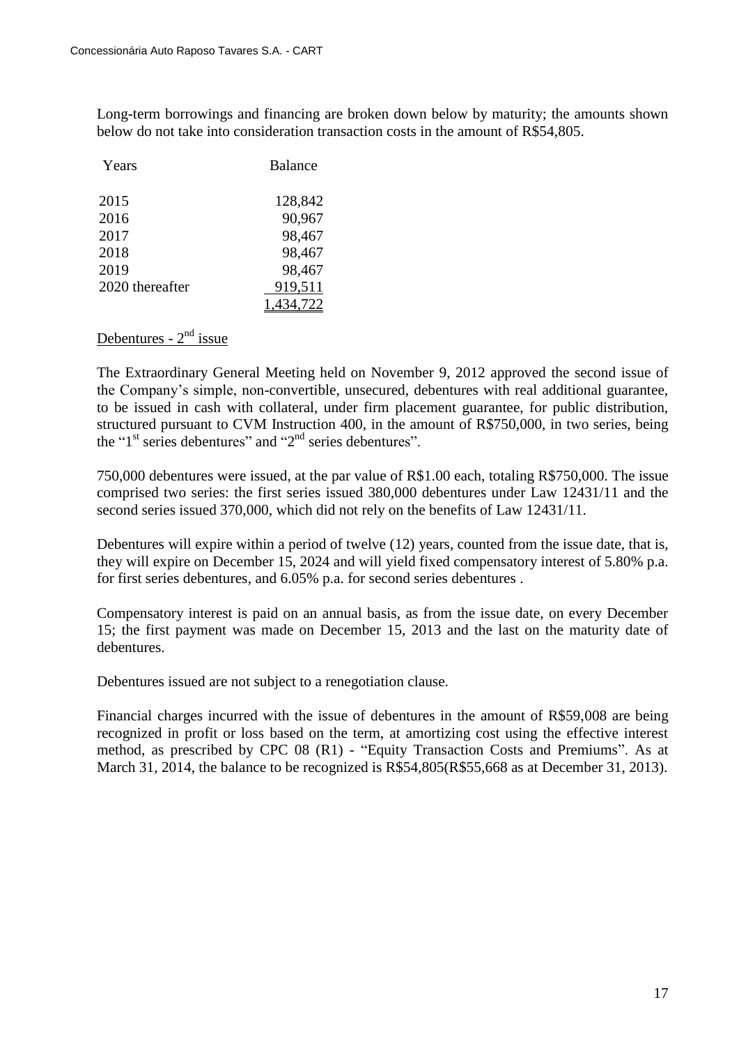Long-term borrowings and financing are broken down below by maturity; the amounts shown below do not take into consideration transaction costs in the amount of R$54,805.

| Years | Balance |
|---|---|
| 2015 | 128,842 |
| 2016 | 90,967 |
| 2017 | 98,467 |
| 2018 | 98,467 |
| 2019 | 98,467 |
| 2020 thereafter | 919,511 |
| | 1,434,722 |

Debentures - 2nd issue

The Extraordinary General Meeting held on November 9, 2012 approved the second issue of the Company's simple, non-convertible, unsecured, debentures with real additional guarantee, to be issued in cash with collateral, under firm placement guarantee, for public distribution, structured pursuant to CVM Instruction 400, in the amount of R$750,000, in two series, being the "1st series debentures" and "2nd series debentures".

750,000 debentures were issued, at the par value of R$1.00 each, totaling R$750,000. The issue comprised two series: the first series issued 380,000 debentures under Law 12431/11 and the second series issued 370,000, which did not rely on the benefits of Law 12431/11.

Debentures will expire within a period of twelve (12) years, counted from the issue date, that is, they will expire on December 15, 2024 and will yield fixed compensatory interest of 5.80% p.a. for first series debentures, and 6.05% p.a. for second series debentures .

Compensatory interest is paid on an annual basis, as from the issue date, on every December 15; the first payment was made on December 15, 2013 and the last on the maturity date of debentures.

Debentures issued are not subject to a renegotiation clause.

Financial charges incurred with the issue of debentures in the amount of R$59,008 are being recognized in profit or loss based on the term, at amortizing cost using the effective interest method, as prescribed by CPC 08 (R1) - "Equity Transaction Costs and Premiums". As at March 31, 2014, the balance to be recognized is R$54,805(R$55,668 as at December 31, 2013).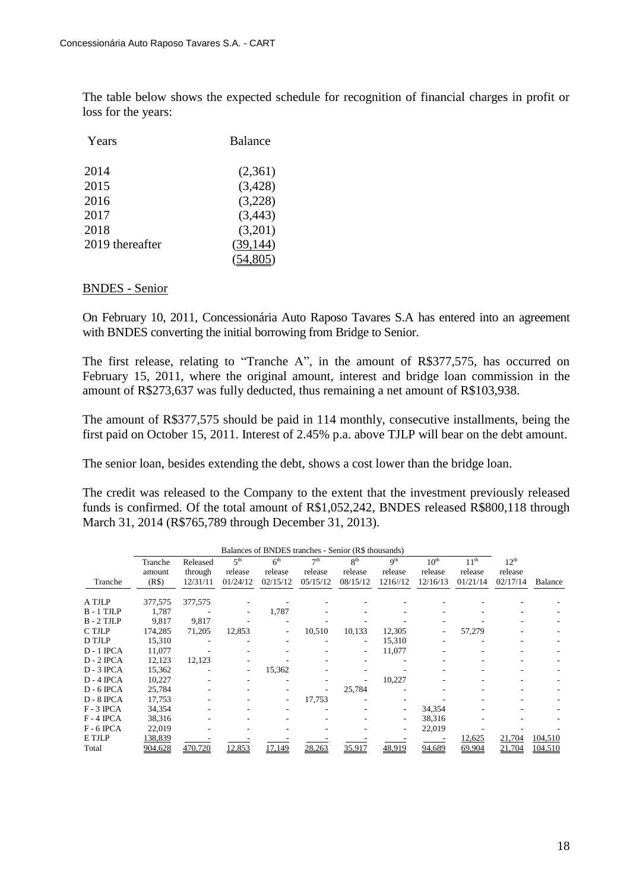The table below shows the expected schedule for recognition of financial charges in profit or loss for the years:

| Years | Balance |
|---|---|
| 2014 | (2,361) |
| 2015 | (3,428) |
| 2016 | (3,228) |
| 2017 | (3,443) |
| 2018 | (3,201) |
| 2019 thereafter | (39,144) |
| | (54,805) |

BNDES - Senior

On February 10, 2011, Concessionária Auto Raposo Tavares S.A has entered into an agreement with BNDES converting the initial borrowing from Bridge to Senior.

The first release, relating to "Tranche A", in the amount of R$377,575, has occurred on February 15, 2011, where the original amount, interest and bridge loan commission in the amount of R$273,637 was fully deducted, thus remaining a net amount of R$103,938.

The amount of R$377,575 should be paid in 114 monthly, consecutive installments, being the first paid on October 15, 2011. Interest of 2.45% p.a. above TJLP will bear on the debt amount.

The senior loan, besides extending the debt, shows a cost lower than the bridge loan.

The credit was released to the Company to the extent that the investment previously released funds is confirmed. Of the total amount of R$1,052,242, BNDES released R$800,118 through March 31, 2014 (R$765,789 through December 31, 2013).

| | Balances of BNDES tranches - Senior (R$ thousands) | | | | | | | | | | |
|---|---|---|---|---|---|---|---|---|---|---|---|
| Tranche | Tranche amount (R$) | Released through 12/31/11 | 5th release 01/24/12 | 6th release 02/15/12 | 7th release 05/15/12 | 8th release 08/15/12 | 9th release 1216//12 | 10th release 12/16/13 | 11th release 01/21/14 | 12th release 02/17/14 | Balance |
| A TJLP | 377,575 | 377,575 | - | - | - | - | - | - | - | - | - |
| B - 1 TJLP | 1,787 | - | - | 1,787 | - | - | - | - | - | - | - |
| B - 2 TJLP | 9,817 | 9,817 | - | - | - | - | - | - | - | - | - |
| C TJLP | 174,285 | 71,205 | 12,853 | - | 10,510 | 10,133 | 12,305 | - | 57,279 | - | - |
| D TJLP | 15,310 | - | - | - | - | - | 15,310 | - | - | - | - |
| D - 1 IPCA | 11,077 | - | - | - | - | - | 11,077 | - | - | - | - |
| D - 2 IPCA | 12,123 | 12,123 | - | - | - | - | - | - | - | - | - |
| D - 3 IPCA | 15,362 | - | - | 15,362 | - | - | - | - | - | - | - |
| D - 4 IPCA | 10,227 | - | - | - | - | - | 10,227 | - | - | - | - |
| D - 6 IPCA | 25,784 | - | - | - | - | 25,784 | - | - | - | - | - |
| D - 8 IPCA | 17,753 | - | - | - | 17,753 | - | - | - | - | - | - |
| F - 3 IPCA | 34,354 | - | - | - | - | - | - | 34,354 | - | - | - |
| F - 4 IPCA | 38,316 | - | - | - | - | - | - | 38,316 | - | - | - |
| F - 6 IPCA | 22,019 | - | - | - | - | - | - | 22,019 | - | - | - |
| E TJLP | 138,839 | - | - | - | - | - | - | - | 12,625 | 21,704 | 104,510 |
| Total | 904,628 | 470,720 | 12,853 | 17,149 | 28,263 | 35,917 | 48,919 | 94,689 | 69,904 | 21,704 | 104,510 |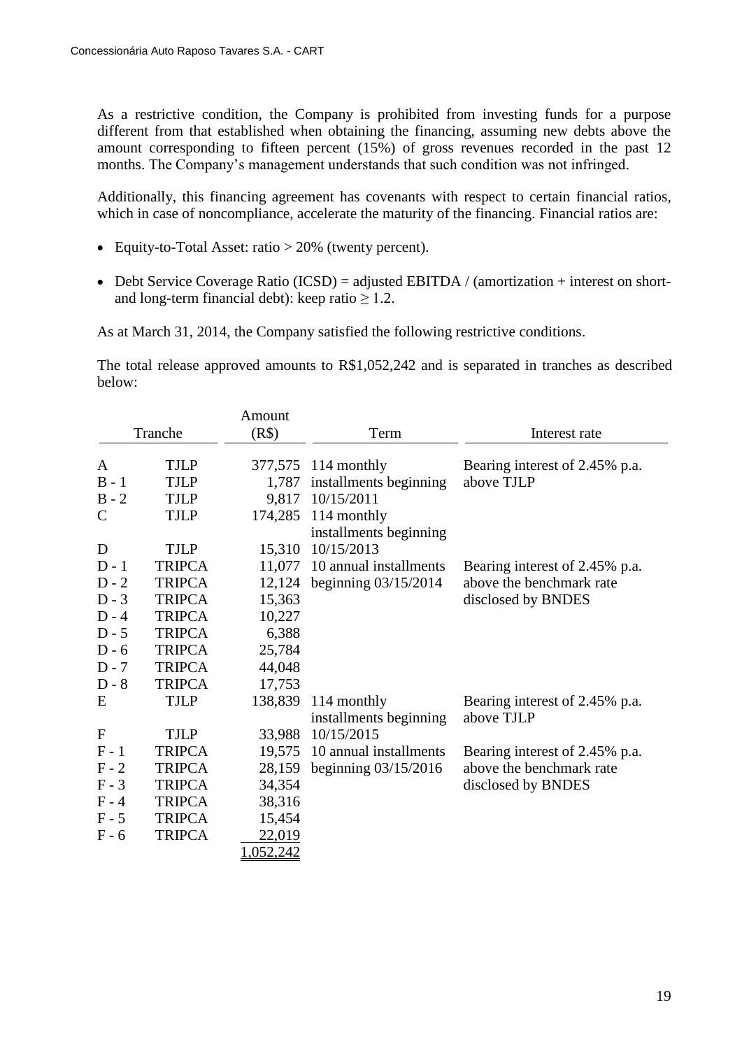As a restrictive condition, the Company is prohibited from investing funds for a purpose different from that established when obtaining the financing, assuming new debts above the amount corresponding to fifteen percent (15%) of gross revenues recorded in the past 12 months. The Company's management understands that such condition was not infringed.

Additionally, this financing agreement has covenants with respect to certain financial ratios, which in case of noncompliance, accelerate the maturity of the financing. Financial ratios are:

- Equity-to-Total Asset: ratio > 20% (twenty percent).
- Debt Service Coverage Ratio (ICSD) = adjusted EBITDA / (amortization + interest on short- and long-term financial debt): keep ratio ≥ 1.2.

As at March 31, 2014, the Company satisfied the following restrictive conditions.

The total release approved amounts to R$1,052,242 and is separated in tranches as described below:

| Tranche | | Amount (R$) | Term | Interest rate |
|---|---|---|---|---|
| A | TJLP | 377,575 | 114 monthly installments beginning 10/15/2011 | Bearing interest of 2.45% p.a. above TJLP |
| B - 1 | TJLP | 1,787 | | |
| B - 2 | TJLP | 9,817 | | |
| C | TJLP | 174,285 | 114 monthly installments beginning 10/15/2013 | |
| D | TJLP | 15,310 | | |
| D - 1 | TRIPCA | 11,077 | 10 annual installments beginning 03/15/2014 | Bearing interest of 2.45% p.a. above the benchmark rate disclosed by BNDES |
| D - 2 | TRIPCA | 12,124 | | |
| D - 3 | TRIPCA | 15,363 | | |
| D - 4 | TRIPCA | 10,227 | | |
| D - 5 | TRIPCA | 6,388 | | |
| D - 6 | TRIPCA | 25,784 | | |
| D - 7 | TRIPCA | 44,048 | | |
| D - 8 | TRIPCA | 17,753 | | |
| E | TJLP | 138,839 | 114 monthly installments beginning 10/15/2015 | Bearing interest of 2.45% p.a. above TJLP |
| F | TJLP | 33,988 | | |
| F - 1 | TRIPCA | 19,575 | 10 annual installments beginning 03/15/2016 | Bearing interest of 2.45% p.a. above the benchmark rate disclosed by BNDES |
| F - 2 | TRIPCA | 28,159 | | |
| F - 3 | TRIPCA | 34,354 | | |
| F - 4 | TRIPCA | 38,316 | | |
| F - 5 | TRIPCA | 15,454 | | |
| F - 6 | TRIPCA | 22,019 | | |
| | | 1,052,242 | | |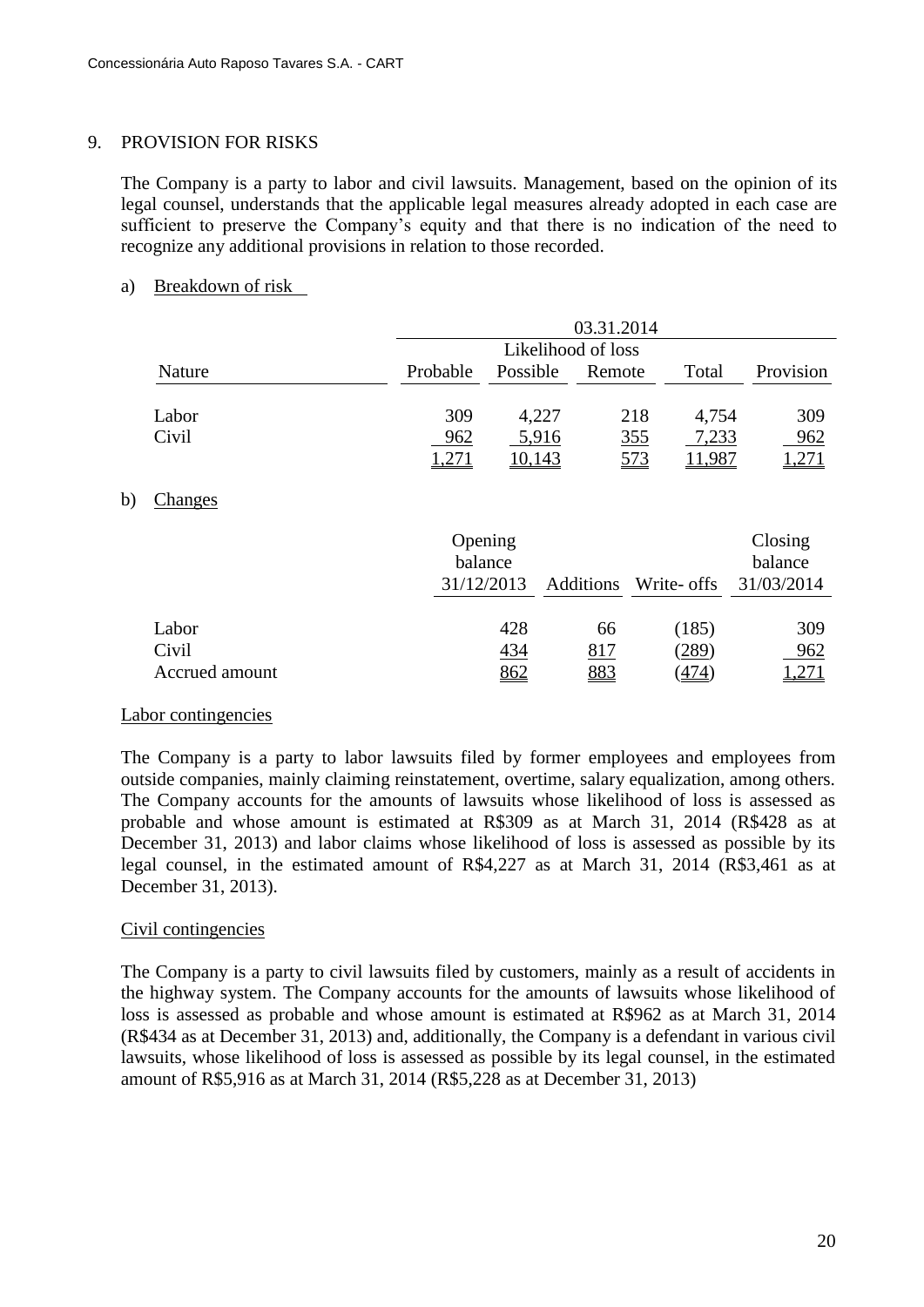## 9. PROVISION FOR RISKS

The Company is a party to labor and civil lawsuits. Management, based on the opinion of its legal counsel, understands that the applicable legal measures already adopted in each case are sufficient to preserve the Company's equity and that there is no indication of the need to recognize any additional provisions in relation to those recorded.

a) Breakdown of risk

| | 03.31.2014 | | | | |
|---|---|---|---|---|---|
| | Likelihood of loss | | | | |
| Nature | Probable | Possible | Remote | Total | Provision |
| Labor | 309 | 4,227 | 218 | 4,754 | 309 |
| Civil | 962 | 5,916 | 355 | 7,233 | 962 |
| | 1,271 | 10,143 | 573 | 11,987 | 1,271 |

b) Changes

| | Opening balance 31/12/2013 | Additions | Write- offs | Closing balance 31/03/2014 |
|---|---|---|---|---|
| Labor | 428 | 66 | (185) | 309 |
| Civil | 434 | 817 | (289) | 962 |
| Accrued amount | 862 | 883 | (474) | 1,271 |

Labor contingencies

The Company is a party to labor lawsuits filed by former employees and employees from outside companies, mainly claiming reinstatement, overtime, salary equalization, among others. The Company accounts for the amounts of lawsuits whose likelihood of loss is assessed as probable and whose amount is estimated at R$309 as at March 31, 2014 (R$428 as at December 31, 2013) and labor claims whose likelihood of loss is assessed as possible by its legal counsel, in the estimated amount of R$4,227 as at March 31, 2014 (R$3,461 as at December 31, 2013).

Civil contingencies

The Company is a party to civil lawsuits filed by customers, mainly as a result of accidents in the highway system. The Company accounts for the amounts of lawsuits whose likelihood of loss is assessed as probable and whose amount is estimated at R$962 as at March 31, 2014 (R$434 as at December 31, 2013) and, additionally, the Company is a defendant in various civil lawsuits, whose likelihood of loss is assessed as possible by its legal counsel, in the estimated amount of R$5,916 as at March 31, 2014 (R$5,228 as at December 31, 2013)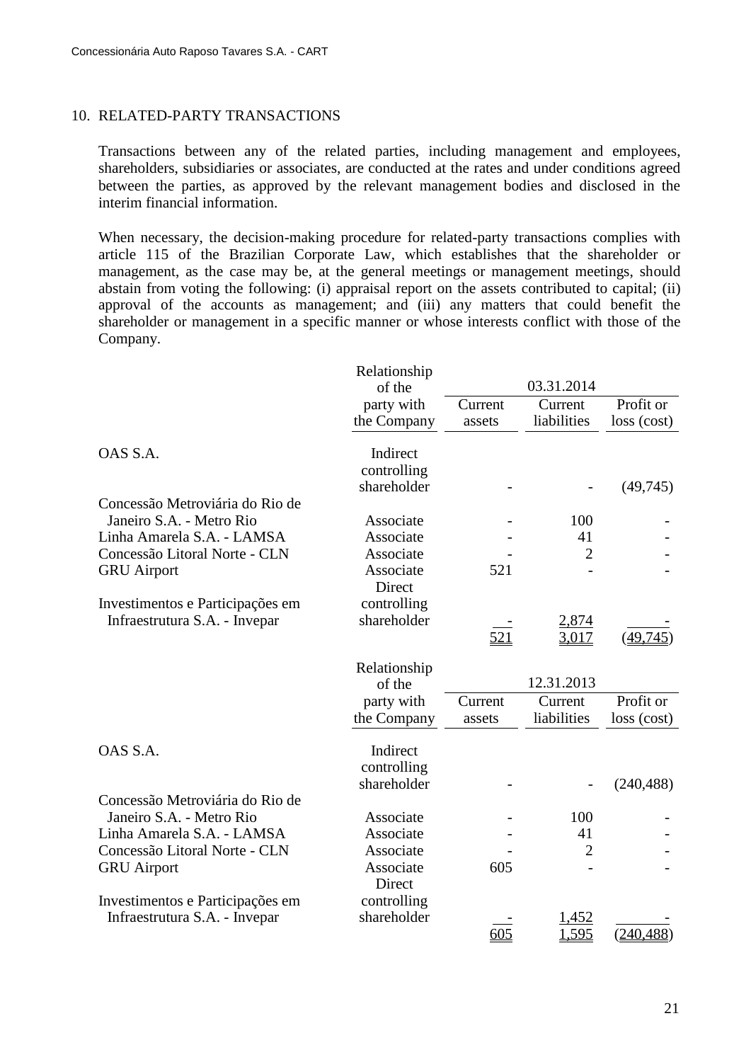## 10. RELATED-PARTY TRANSACTIONS

Transactions between any of the related parties, including management and employees, shareholders, subsidiaries or associates, are conducted at the rates and under conditions agreed between the parties, as approved by the relevant management bodies and disclosed in the interim financial information.

When necessary, the decision-making procedure for related-party transactions complies with article 115 of the Brazilian Corporate Law, which establishes that the shareholder or management, as the case may be, at the general meetings or management meetings, should abstain from voting the following: (i) appraisal report on the assets contributed to capital; (ii) approval of the accounts as management; and (iii) any matters that could benefit the shareholder or management in a specific manner or whose interests conflict with those of the Company.

| | Relationship of the party with the Company | 03.31.2014 | | |
|---|---|---|---|---|
| | | Current assets | Current liabilities | Profit or loss (cost) |
| OAS S.A. | Indirect controlling shareholder | - | - | (49,745) |
| Concessão Metroviária do Rio de Janeiro S.A. - Metro Rio | Associate | - | 100 | - |
| Linha Amarela S.A. - LAMSA | Associate | - | 41 | - |
| Concessão Litoral Norte - CLN | Associate | - | 2 | - |
| GRU Airport | Associate | 521 | - | - |
| Investimentos e Participações em Infraestrutura S.A. - Invepar | Direct controlling shareholder | - | 2,874 | - |
| | | 521 | 3,017 | (49,745) |

| | Relationship of the party with the Company | 12.31.2013 | | |
|---|---|---|---|---|
| | | Current assets | Current liabilities | Profit or loss (cost) |
| OAS S.A. | Indirect controlling shareholder | - | - | (240,488) |
| Concessão Metroviária do Rio de Janeiro S.A. - Metro Rio | Associate | - | 100 | - |
| Linha Amarela S.A. - LAMSA | Associate | - | 41 | - |
| Concessão Litoral Norte - CLN | Associate | - | 2 | - |
| GRU Airport | Associate | 605 | - | - |
| Investimentos e Participações em Infraestrutura S.A. - Invepar | Direct controlling shareholder | - | 1,452 | - |
| | | 605 | 1,595 | (240,488) |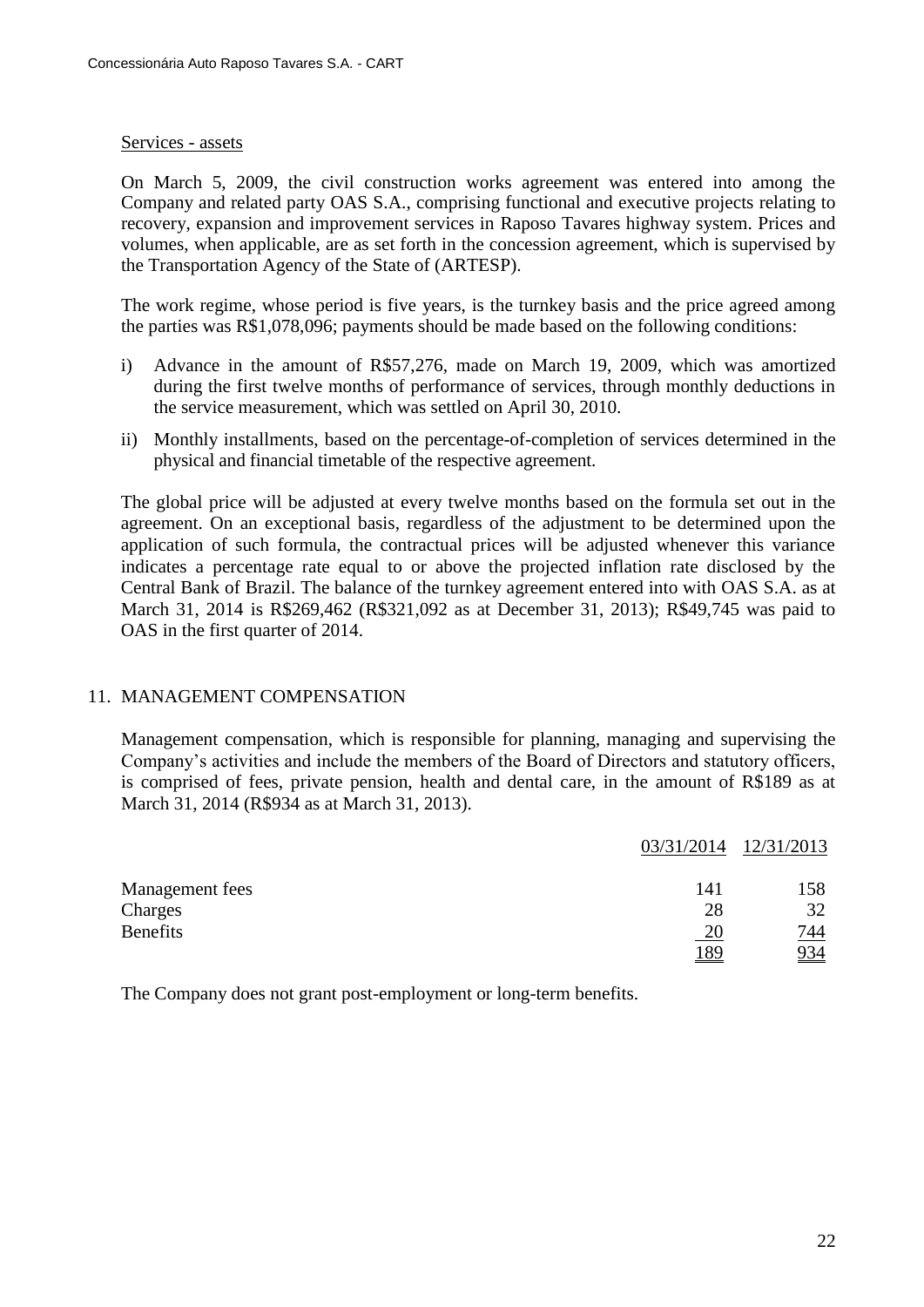Services - assets

On March 5, 2009, the civil construction works agreement was entered into among the Company and related party OAS S.A., comprising functional and executive projects relating to recovery, expansion and improvement services in Raposo Tavares highway system. Prices and volumes, when applicable, are as set forth in the concession agreement, which is supervised by the Transportation Agency of the State of (ARTESP).

The work regime, whose period is five years, is the turnkey basis and the price agreed among the parties was R$1,078,096; payments should be made based on the following conditions:

i) Advance in the amount of R$57,276, made on March 19, 2009, which was amortized during the first twelve months of performance of services, through monthly deductions in the service measurement, which was settled on April 30, 2010.

ii) Monthly installments, based on the percentage-of-completion of services determined in the physical and financial timetable of the respective agreement.

The global price will be adjusted at every twelve months based on the formula set out in the agreement. On an exceptional basis, regardless of the adjustment to be determined upon the application of such formula, the contractual prices will be adjusted whenever this variance indicates a percentage rate equal to or above the projected inflation rate disclosed by the Central Bank of Brazil. The balance of the turnkey agreement entered into with OAS S.A. as at March 31, 2014 is R$269,462 (R$321,092 as at December 31, 2013); R$49,745 was paid to OAS in the first quarter of 2014.

## 11. MANAGEMENT COMPENSATION

Management compensation, which is responsible for planning, managing and supervising the Company's activities and include the members of the Board of Directors and statutory officers, is comprised of fees, private pension, health and dental care, in the amount of R$189 as at March 31, 2014 (R$934 as at March 31, 2013).

| | 03/31/2014 | 12/31/2013 |
|---|---|---|
| Management fees | 141 | 158 |
| Charges | 28 | 32 |
| Benefits | 20 | 744 |
| | 189 | 934 |

The Company does not grant post-employment or long-term benefits.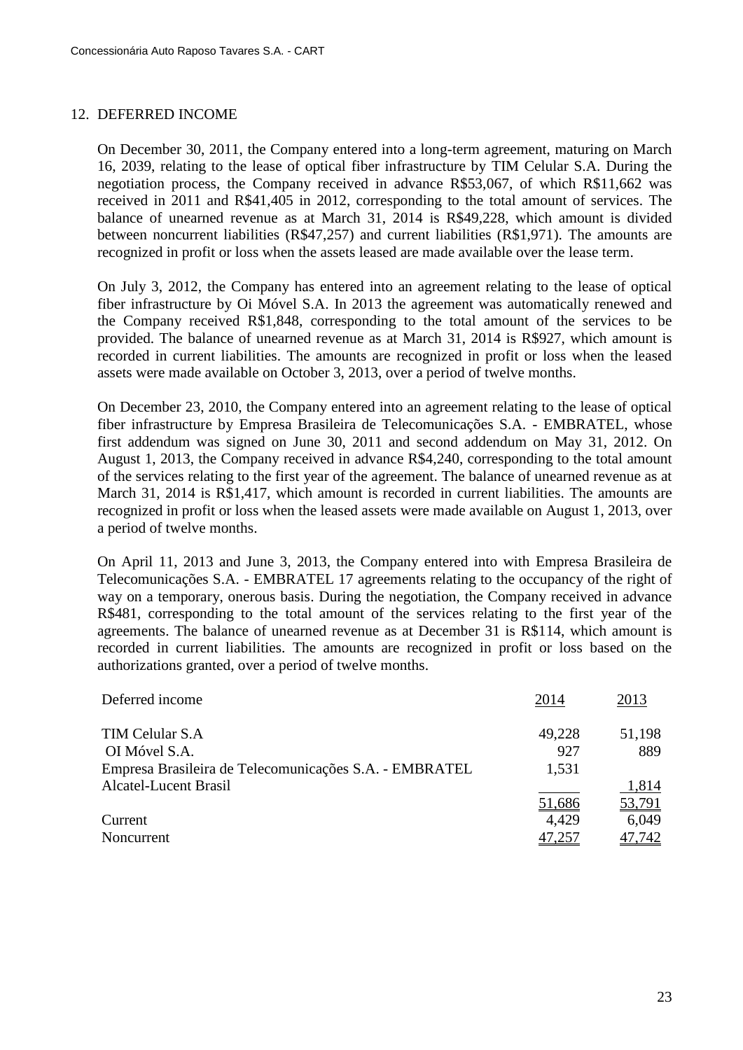## 12. DEFERRED INCOME

On December 30, 2011, the Company entered into a long-term agreement, maturing on March 16, 2039, relating to the lease of optical fiber infrastructure by TIM Celular S.A. During the negotiation process, the Company received in advance R$53,067, of which R$11,662 was received in 2011 and R$41,405 in 2012, corresponding to the total amount of services. The balance of unearned revenue as at March 31, 2014 is R$49,228, which amount is divided between noncurrent liabilities (R$47,257) and current liabilities (R$1,971). The amounts are recognized in profit or loss when the assets leased are made available over the lease term.

On July 3, 2012, the Company has entered into an agreement relating to the lease of optical fiber infrastructure by Oi Móvel S.A. In 2013 the agreement was automatically renewed and the Company received R$1,848, corresponding to the total amount of the services to be provided. The balance of unearned revenue as at March 31, 2014 is R$927, which amount is recorded in current liabilities. The amounts are recognized in profit or loss when the leased assets were made available on October 3, 2013, over a period of twelve months.

On December 23, 2010, the Company entered into an agreement relating to the lease of optical fiber infrastructure by Empresa Brasileira de Telecomunicações S.A. - EMBRATEL, whose first addendum was signed on June 30, 2011 and second addendum on May 31, 2012. On August 1, 2013, the Company received in advance R$4,240, corresponding to the total amount of the services relating to the first year of the agreement. The balance of unearned revenue as at March 31, 2014 is R$1,417, which amount is recorded in current liabilities. The amounts are recognized in profit or loss when the leased assets were made available on August 1, 2013, over a period of twelve months.

On April 11, 2013 and June 3, 2013, the Company entered into with Empresa Brasileira de Telecomunicações S.A. - EMBRATEL 17 agreements relating to the occupancy of the right of way on a temporary, onerous basis. During the negotiation, the Company received in advance R$481, corresponding to the total amount of the services relating to the first year of the agreements. The balance of unearned revenue as at December 31 is R$114, which amount is recorded in current liabilities. The amounts are recognized in profit or loss based on the authorizations granted, over a period of twelve months.

| Deferred income | 2014 | 2013 |
|---|---|---|
| TIM Celular S.A | 49,228 | 51,198 |
| OI Móvel S.A. | 927 | 889 |
| Empresa Brasileira de Telecomunicações S.A. - EMBRATEL | 1,531 | |
| Alcatel-Lucent Brasil | | 1,814 |
| | 51,686 | 53,791 |
| Current | 4,429 | 6,049 |
| Noncurrent | 47,257 | 47,742 |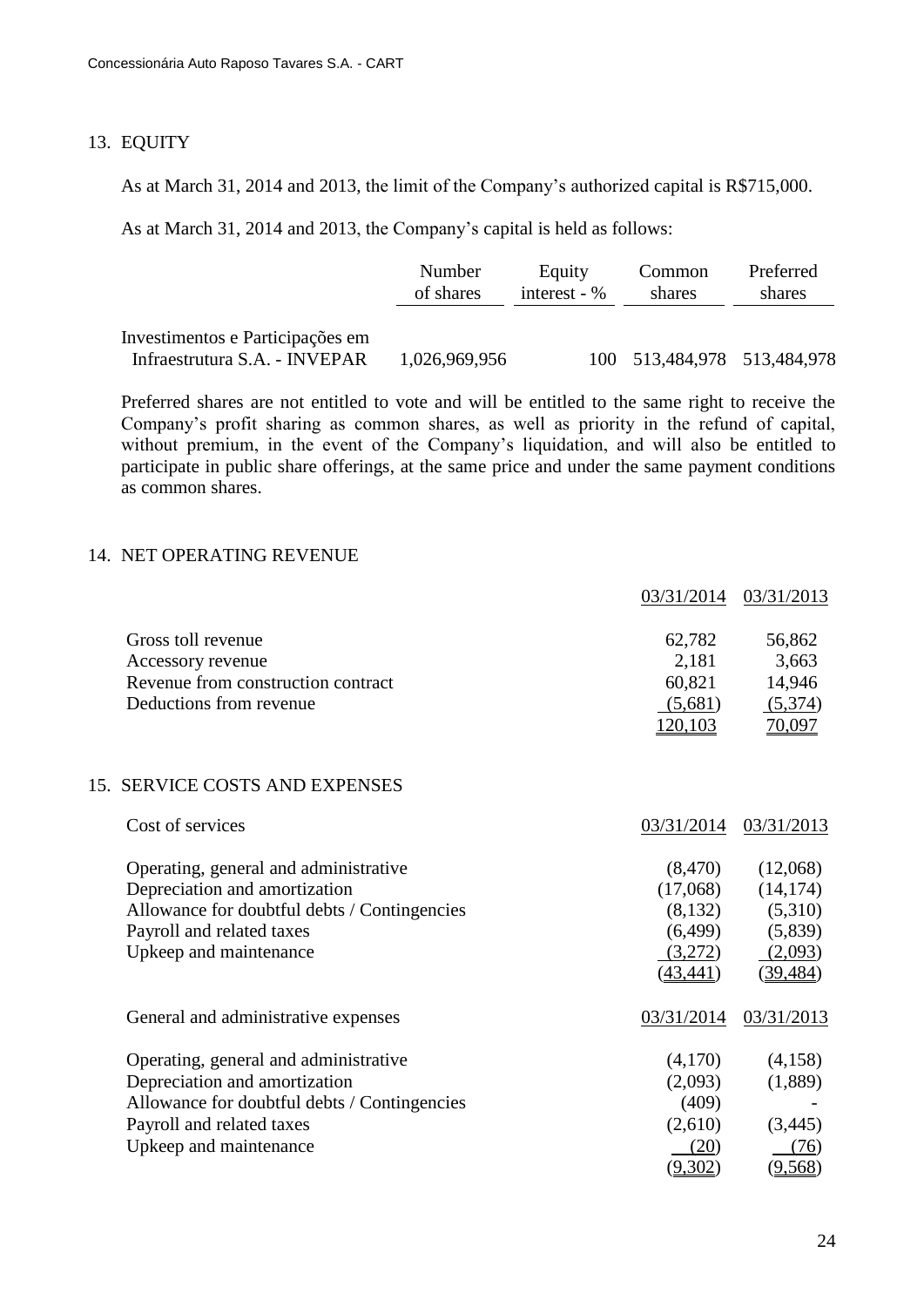## 13. EQUITY

As at March 31, 2014 and 2013, the limit of the Company's authorized capital is R$715,000.

As at March 31, 2014 and 2013, the Company's capital is held as follows:

| | Number of shares | Equity interest - % | Common shares | Preferred shares |
|---|---|---|---|---|
| Investimentos e Participações em Infraestrutura S.A. - INVEPAR | 1,026,969,956 | 100 | 513,484,978 | 513,484,978 |

Preferred shares are not entitled to vote and will be entitled to the same right to receive the Company's profit sharing as common shares, as well as priority in the refund of capital, without premium, in the event of the Company's liquidation, and will also be entitled to participate in public share offerings, at the same price and under the same payment conditions as common shares.

## 14. NET OPERATING REVENUE

| | 03/31/2014 | 03/31/2013 |
|---|---|---|
| Gross toll revenue | 62,782 | 56,862 |
| Accessory revenue | 2,181 | 3,663 |
| Revenue from construction contract | 60,821 | 14,946 |
| Deductions from revenue | (5,681) | (5,374) |
| | 120,103 | 70,097 |

## 15. SERVICE COSTS AND EXPENSES

| Cost of services | 03/31/2014 | 03/31/2013 |
|---|---|---|
| Operating, general and administrative | (8,470) | (12,068) |
| Depreciation and amortization | (17,068) | (14,174) |
| Allowance for doubtful debts / Contingencies | (8,132) | (5,310) |
| Payroll and related taxes | (6,499) | (5,839) |
| Upkeep and maintenance | (3,272) | (2,093) |
| | (43,441) | (39,484) |

| General and administrative expenses | 03/31/2014 | 03/31/2013 |
|---|---|---|
| Operating, general and administrative | (4,170) | (4,158) |
| Depreciation and amortization | (2,093) | (1,889) |
| Allowance for doubtful debts / Contingencies | (409) | - |
| Payroll and related taxes | (2,610) | (3,445) |
| Upkeep and maintenance | (20) | (76) |
| | (9,302) | (9,568) |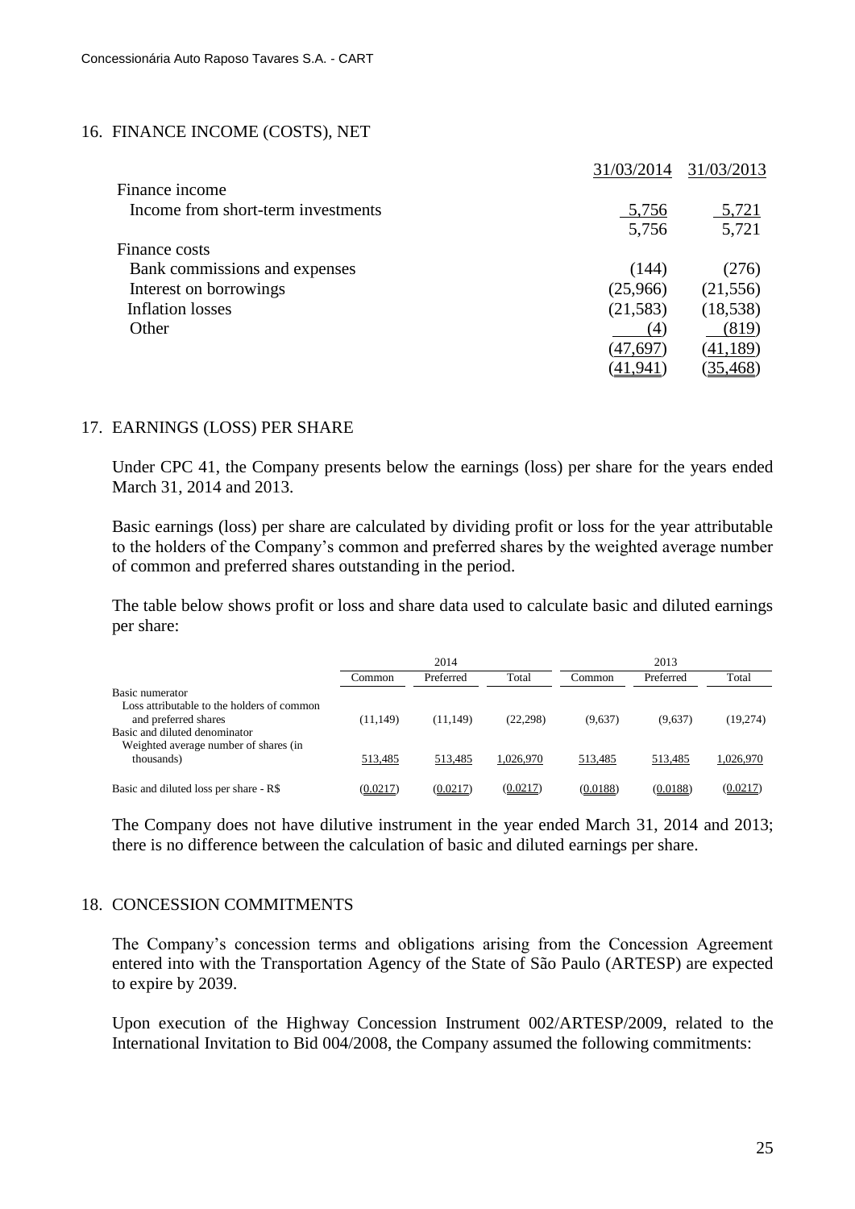## 16. FINANCE INCOME (COSTS), NET

| | 31/03/2014 | 31/03/2013 |
|---|---|---|
| Finance income | | |
| Income from short-term investments | 5,756 | 5,721 |
| | 5,756 | 5,721 |
| Finance costs | | |
| Bank commissions and expenses | (144) | (276) |
| Interest on borrowings | (25,966) | (21,556) |
| Inflation losses | (21,583) | (18,538) |
| Other | (4) | (819) |
| | (47,697) | (41,189) |
| | (41,941) | (35,468) |

## 17. EARNINGS (LOSS) PER SHARE

Under CPC 41, the Company presents below the earnings (loss) per share for the years ended March 31, 2014 and 2013.

Basic earnings (loss) per share are calculated by dividing profit or loss for the year attributable to the holders of the Company's common and preferred shares by the weighted average number of common and preferred shares outstanding in the period.

The table below shows profit or loss and share data used to calculate basic and diluted earnings per share:

| | 2014 | | | 2013 | | |
|---|---|---|---|---|---|---|
| | Common | Preferred | Total | Common | Preferred | Total |
| Basic numerator | | | | | | |
| Loss attributable to the holders of common and preferred shares | (11,149) | (11,149) | (22,298) | (9,637) | (9,637) | (19,274) |
| Basic and diluted denominator | | | | | | |
| Weighted average number of shares (in thousands) | 513,485 | 513,485 | 1,026,970 | 513,485 | 513,485 | 1,026,970 |
| Basic and diluted loss per share - R$ | (0.0217) | (0.0217) | (0.0217) | (0.0188) | (0.0188) | (0.0217) |

The Company does not have dilutive instrument in the year ended March 31, 2014 and 2013; there is no difference between the calculation of basic and diluted earnings per share.

## 18. CONCESSION COMMITMENTS

The Company's concession terms and obligations arising from the Concession Agreement entered into with the Transportation Agency of the State of São Paulo (ARTESP) are expected to expire by 2039.

Upon execution of the Highway Concession Instrument 002/ARTESP/2009, related to the International Invitation to Bid 004/2008, the Company assumed the following commitments: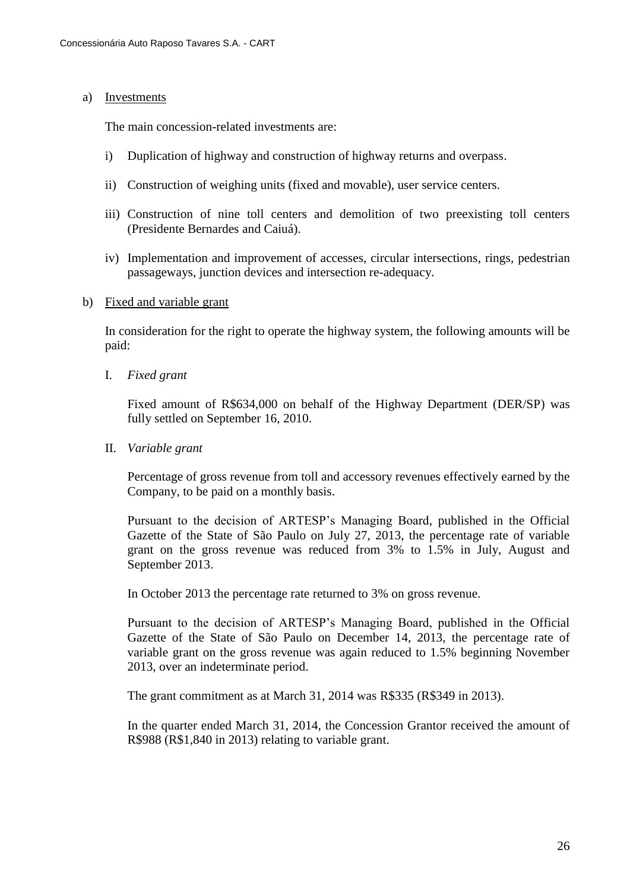a) <u>Investments</u>

The main concession-related investments are:

i) Duplication of highway and construction of highway returns and overpass.

ii) Construction of weighing units (fixed and movable), user service centers.

iii) Construction of nine toll centers and demolition of two preexisting toll centers (Presidente Bernardes and Caiuá).

iv) Implementation and improvement of accesses, circular intersections, rings, pedestrian passageways, junction devices and intersection re-adequacy.

b) <u>Fixed and variable grant</u>

In consideration for the right to operate the highway system, the following amounts will be paid:

I. *Fixed grant*

Fixed amount of R$634,000 on behalf of the Highway Department (DER/SP) was fully settled on September 16, 2010.

II. *Variable grant*

Percentage of gross revenue from toll and accessory revenues effectively earned by the Company, to be paid on a monthly basis.

Pursuant to the decision of ARTESP's Managing Board, published in the Official Gazette of the State of São Paulo on July 27, 2013, the percentage rate of variable grant on the gross revenue was reduced from 3% to 1.5% in July, August and September 2013.

In October 2013 the percentage rate returned to 3% on gross revenue.

Pursuant to the decision of ARTESP's Managing Board, published in the Official Gazette of the State of São Paulo on December 14, 2013, the percentage rate of variable grant on the gross revenue was again reduced to 1.5% beginning November 2013, over an indeterminate period.

The grant commitment as at March 31, 2014 was R$335 (R$349 in 2013).

In the quarter ended March 31, 2014, the Concession Grantor received the amount of R$988 (R$1,840 in 2013) relating to variable grant.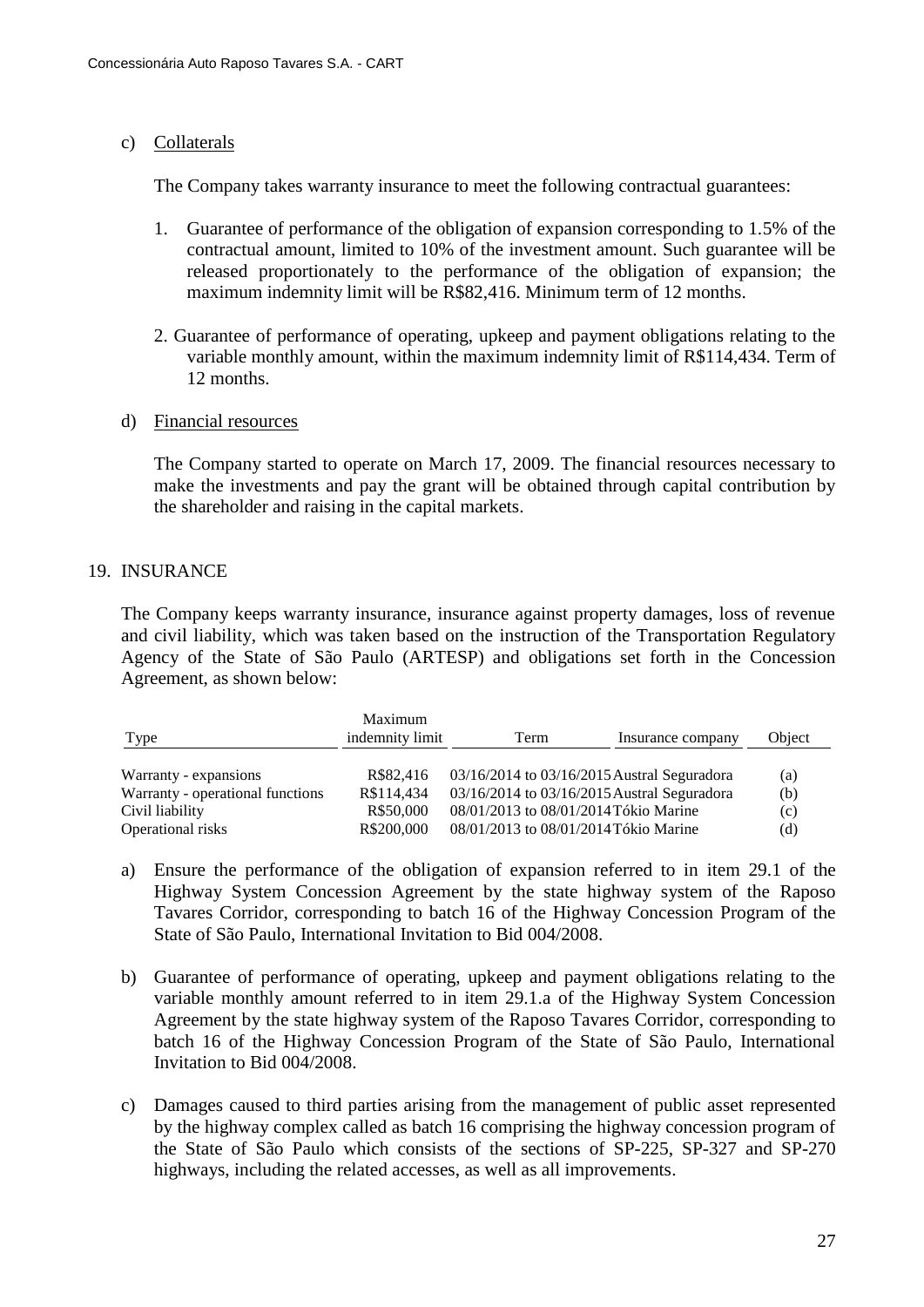c) Collaterals

The Company takes warranty insurance to meet the following contractual guarantees:

1. Guarantee of performance of the obligation of expansion corresponding to 1.5% of the contractual amount, limited to 10% of the investment amount. Such guarantee will be released proportionately to the performance of the obligation of expansion; the maximum indemnity limit will be R$82,416. Minimum term of 12 months.

2. Guarantee of performance of operating, upkeep and payment obligations relating to the variable monthly amount, within the maximum indemnity limit of R$114,434. Term of 12 months.

d) Financial resources

The Company started to operate on March 17, 2009. The financial resources necessary to make the investments and pay the grant will be obtained through capital contribution by the shareholder and raising in the capital markets.

## 19. INSURANCE

The Company keeps warranty insurance, insurance against property damages, loss of revenue and civil liability, which was taken based on the instruction of the Transportation Regulatory Agency of the State of São Paulo (ARTESP) and obligations set forth in the Concession Agreement, as shown below:

| Type | Maximum indemnity limit | Term | Insurance company | Object |
|---|---|---|---|---|
| Warranty - expansions | R$82,416 | 03/16/2014 to 03/16/2015 | Austral Seguradora | (a) |
| Warranty - operational functions | R$114,434 | 03/16/2014 to 03/16/2015 | Austral Seguradora | (b) |
| Civil liability | R$50,000 | 08/01/2013 to 08/01/2014 | Tókio Marine | (c) |
| Operational risks | R$200,000 | 08/01/2013 to 08/01/2014 | Tókio Marine | (d) |

a) Ensure the performance of the obligation of expansion referred to in item 29.1 of the Highway System Concession Agreement by the state highway system of the Raposo Tavares Corridor, corresponding to batch 16 of the Highway Concession Program of the State of São Paulo, International Invitation to Bid 004/2008.

b) Guarantee of performance of operating, upkeep and payment obligations relating to the variable monthly amount referred to in item 29.1.a of the Highway System Concession Agreement by the state highway system of the Raposo Tavares Corridor, corresponding to batch 16 of the Highway Concession Program of the State of São Paulo, International Invitation to Bid 004/2008.

c) Damages caused to third parties arising from the management of public asset represented by the highway complex called as batch 16 comprising the highway concession program of the State of São Paulo which consists of the sections of SP-225, SP-327 and SP-270 highways, including the related accesses, as well as all improvements.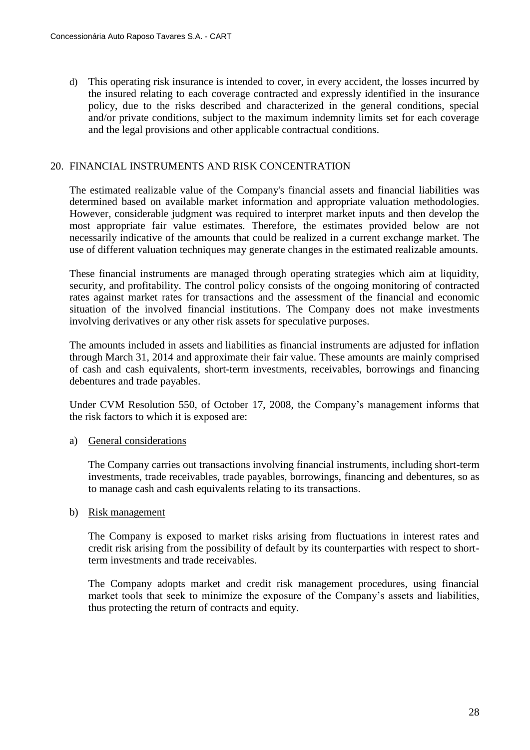d) This operating risk insurance is intended to cover, in every accident, the losses incurred by the insured relating to each coverage contracted and expressly identified in the insurance policy, due to the risks described and characterized in the general conditions, special and/or private conditions, subject to the maximum indemnity limits set for each coverage and the legal provisions and other applicable contractual conditions.

## 20. FINANCIAL INSTRUMENTS AND RISK CONCENTRATION

The estimated realizable value of the Company's financial assets and financial liabilities was determined based on available market information and appropriate valuation methodologies. However, considerable judgment was required to interpret market inputs and then develop the most appropriate fair value estimates. Therefore, the estimates provided below are not necessarily indicative of the amounts that could be realized in a current exchange market. The use of different valuation techniques may generate changes in the estimated realizable amounts.

These financial instruments are managed through operating strategies which aim at liquidity, security, and profitability. The control policy consists of the ongoing monitoring of contracted rates against market rates for transactions and the assessment of the financial and economic situation of the involved financial institutions. The Company does not make investments involving derivatives or any other risk assets for speculative purposes.

The amounts included in assets and liabilities as financial instruments are adjusted for inflation through March 31, 2014 and approximate their fair value. These amounts are mainly comprised of cash and cash equivalents, short-term investments, receivables, borrowings and financing debentures and trade payables.

Under CVM Resolution 550, of October 17, 2008, the Company's management informs that the risk factors to which it is exposed are:

a) General considerations

The Company carries out transactions involving financial instruments, including short-term investments, trade receivables, trade payables, borrowings, financing and debentures, so as to manage cash and cash equivalents relating to its transactions.

b) Risk management

The Company is exposed to market risks arising from fluctuations in interest rates and credit risk arising from the possibility of default by its counterparties with respect to short-term investments and trade receivables.

The Company adopts market and credit risk management procedures, using financial market tools that seek to minimize the exposure of the Company's assets and liabilities, thus protecting the return of contracts and equity.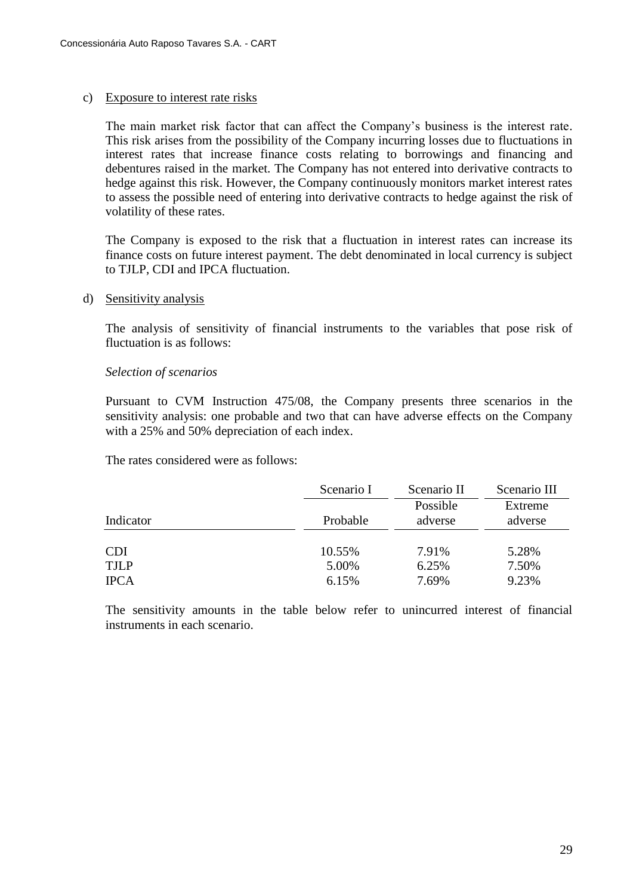c) Exposure to interest rate risks

The main market risk factor that can affect the Company's business is the interest rate. This risk arises from the possibility of the Company incurring losses due to fluctuations in interest rates that increase finance costs relating to borrowings and financing and debentures raised in the market. The Company has not entered into derivative contracts to hedge against this risk. However, the Company continuously monitors market interest rates to assess the possible need of entering into derivative contracts to hedge against the risk of volatility of these rates.

The Company is exposed to the risk that a fluctuation in interest rates can increase its finance costs on future interest payment. The debt denominated in local currency is subject to TJLP, CDI and IPCA fluctuation.

d) Sensitivity analysis

The analysis of sensitivity of financial instruments to the variables that pose risk of fluctuation is as follows:

*Selection of scenarios*

Pursuant to CVM Instruction 475/08, the Company presents three scenarios in the sensitivity analysis: one probable and two that can have adverse effects on the Company with a 25% and 50% depreciation of each index.

The rates considered were as follows:

| | Scenario I | Scenario II | Scenario III |
|---|---|---|---|
| Indicator | Probable | Possible adverse | Extreme adverse |
| CDI | 10.55% | 7.91% | 5.28% |
| TJLP | 5.00% | 6.25% | 7.50% |
| IPCA | 6.15% | 7.69% | 9.23% |

The sensitivity amounts in the table below refer to unincurred interest of financial instruments in each scenario.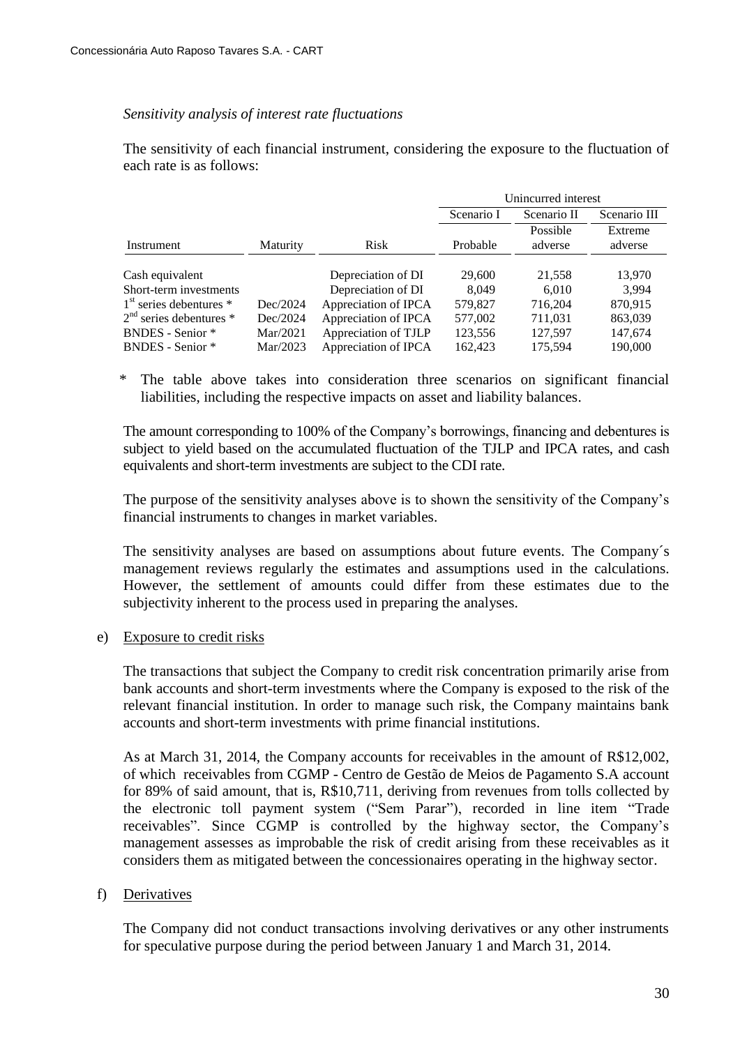*Sensitivity analysis of interest rate fluctuations*

The sensitivity of each financial instrument, considering the exposure to the fluctuation of each rate is as follows:

| | | | Unincurred interest | | |
|---|---|---|---|---|---|
| | | | Scenario I | Scenario II | Scenario III |
| Instrument | Maturity | Risk | Probable | Possible adverse | Extreme adverse |
| Cash equivalent | | Depreciation of DI | 29,600 | 21,558 | 13,970 |
| Short-term investments | | Depreciation of DI | 8,049 | 6,010 | 3,994 |
| 1st series debentures * | Dec/2024 | Appreciation of IPCA | 579,827 | 716,204 | 870,915 |
| 2nd series debentures * | Dec/2024 | Appreciation of IPCA | 577,002 | 711,031 | 863,039 |
| BNDES - Senior * | Mar/2021 | Appreciation of TJLP | 123,556 | 127,597 | 147,674 |
| BNDES - Senior * | Mar/2023 | Appreciation of IPCA | 162,423 | 175,594 | 190,000 |

\* The table above takes into consideration three scenarios on significant financial liabilities, including the respective impacts on asset and liability balances.

The amount corresponding to 100% of the Company's borrowings, financing and debentures is subject to yield based on the accumulated fluctuation of the TJLP and IPCA rates, and cash equivalents and short-term investments are subject to the CDI rate.

The purpose of the sensitivity analyses above is to shown the sensitivity of the Company's financial instruments to changes in market variables.

The sensitivity analyses are based on assumptions about future events. The Company´s management reviews regularly the estimates and assumptions used in the calculations. However, the settlement of amounts could differ from these estimates due to the subjectivity inherent to the process used in preparing the analyses.

e) Exposure to credit risks

The transactions that subject the Company to credit risk concentration primarily arise from bank accounts and short-term investments where the Company is exposed to the risk of the relevant financial institution. In order to manage such risk, the Company maintains bank accounts and short-term investments with prime financial institutions.

As at March 31, 2014, the Company accounts for receivables in the amount of R$12,002, of which receivables from CGMP - Centro de Gestão de Meios de Pagamento S.A account for 89% of said amount, that is, R$10,711, deriving from revenues from tolls collected by the electronic toll payment system ("Sem Parar"), recorded in line item "Trade receivables". Since CGMP is controlled by the highway sector, the Company's management assesses as improbable the risk of credit arising from these receivables as it considers them as mitigated between the concessionaires operating in the highway sector.

f) Derivatives

The Company did not conduct transactions involving derivatives or any other instruments for speculative purpose during the period between January 1 and March 31, 2014.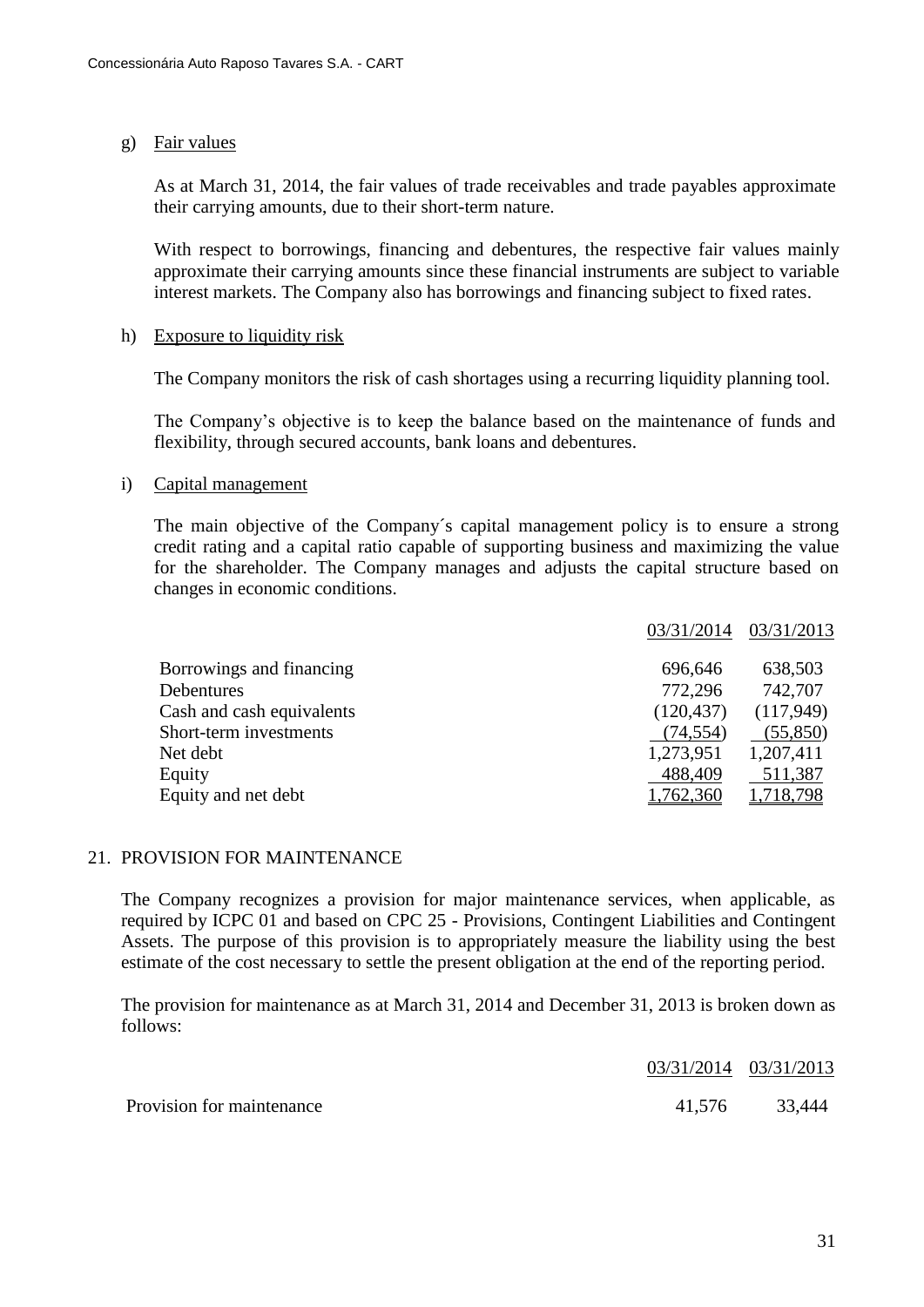g) Fair values

As at March 31, 2014, the fair values of trade receivables and trade payables approximate their carrying amounts, due to their short-term nature.

With respect to borrowings, financing and debentures, the respective fair values mainly approximate their carrying amounts since these financial instruments are subject to variable interest markets. The Company also has borrowings and financing subject to fixed rates.

h) Exposure to liquidity risk

The Company monitors the risk of cash shortages using a recurring liquidity planning tool.

The Company's objective is to keep the balance based on the maintenance of funds and flexibility, through secured accounts, bank loans and debentures.

i) Capital management

The main objective of the Company´s capital management policy is to ensure a strong credit rating and a capital ratio capable of supporting business and maximizing the value for the shareholder. The Company manages and adjusts the capital structure based on changes in economic conditions.

| | 03/31/2014 | 03/31/2013 |
|---|---|---|
| Borrowings and financing | 696,646 | 638,503 |
| Debentures | 772,296 | 742,707 |
| Cash and cash equivalents | (120,437) | (117,949) |
| Short-term investments | (74,554) | (55,850) |
| Net debt | 1,273,951 | 1,207,411 |
| Equity | 488,409 | 511,387 |
| Equity and net debt | 1,762,360 | 1,718,798 |

## 21. PROVISION FOR MAINTENANCE

The Company recognizes a provision for major maintenance services, when applicable, as required by ICPC 01 and based on CPC 25 - Provisions, Contingent Liabilities and Contingent Assets. The purpose of this provision is to appropriately measure the liability using the best estimate of the cost necessary to settle the present obligation at the end of the reporting period.

The provision for maintenance as at March 31, 2014 and December 31, 2013 is broken down as follows:

| | 03/31/2014 | 03/31/2013 |
|---|---|---|
| Provision for maintenance | 41,576 | 33,444 |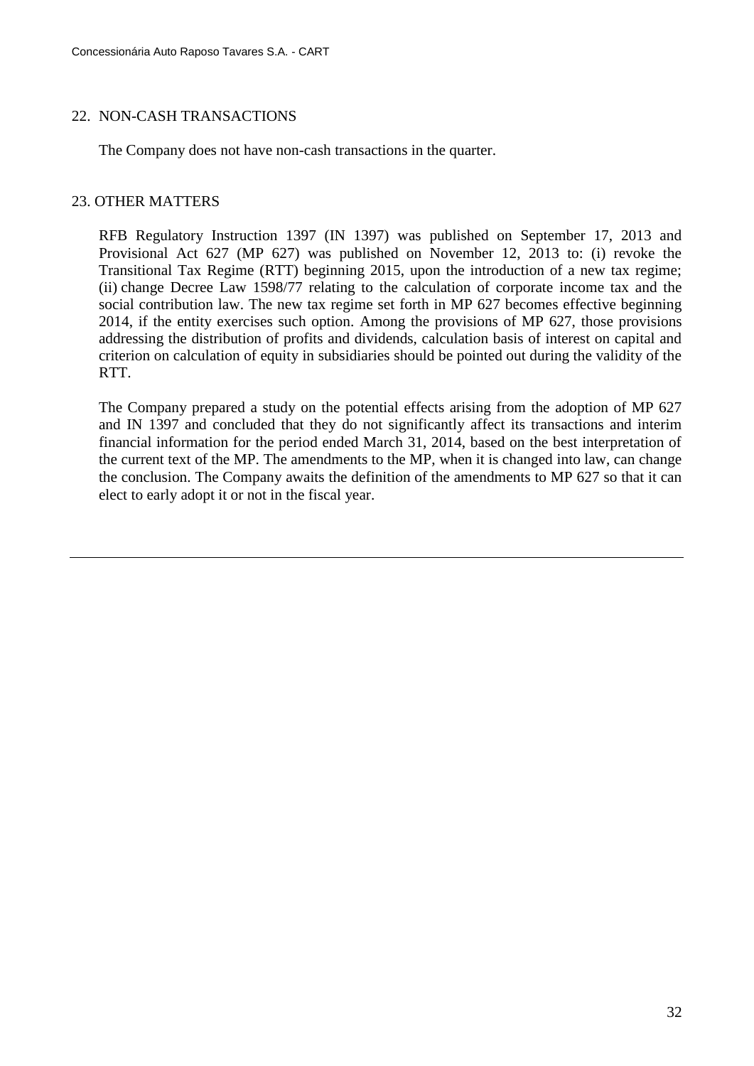## 22. NON-CASH TRANSACTIONS

The Company does not have non-cash transactions in the quarter.

## 23. OTHER MATTERS

RFB Regulatory Instruction 1397 (IN 1397) was published on September 17, 2013 and Provisional Act 627 (MP 627) was published on November 12, 2013 to: (i) revoke the Transitional Tax Regime (RTT) beginning 2015, upon the introduction of a new tax regime; (ii) change Decree Law 1598/77 relating to the calculation of corporate income tax and the social contribution law. The new tax regime set forth in MP 627 becomes effective beginning 2014, if the entity exercises such option. Among the provisions of MP 627, those provisions addressing the distribution of profits and dividends, calculation basis of interest on capital and criterion on calculation of equity in subsidiaries should be pointed out during the validity of the RTT.

The Company prepared a study on the potential effects arising from the adoption of MP 627 and IN 1397 and concluded that they do not significantly affect its transactions and interim financial information for the period ended March 31, 2014, based on the best interpretation of the current text of the MP. The amendments to the MP, when it is changed into law, can change the conclusion. The Company awaits the definition of the amendments to MP 627 so that it can elect to early adopt it or not in the fiscal year.